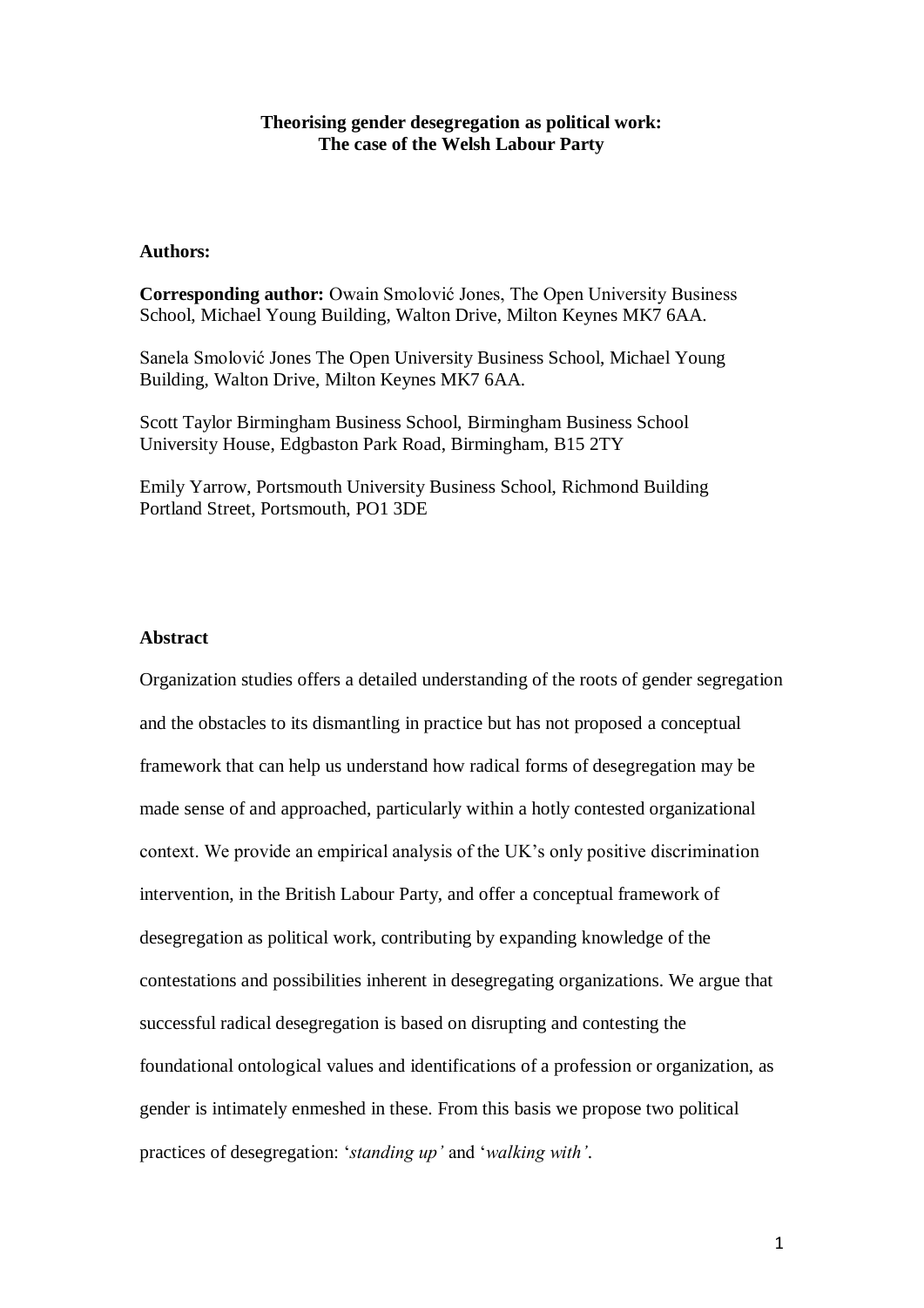# Theorising gender desegregation as political work:
# The case of the Welsh Labour Party

**Authors:**

**Corresponding author:** Owain Smolović Jones, The Open University Business School, Michael Young Building, Walton Drive, Milton Keynes MK7 6AA.

Sanela Smolović Jones The Open University Business School, Michael Young Building, Walton Drive, Milton Keynes MK7 6AA.

Scott Taylor Birmingham Business School, Birmingham Business School University House, Edgbaston Park Road, Birmingham, B15 2TY

Emily Yarrow, Portsmouth University Business School, Richmond Building Portland Street, Portsmouth, PO1 3DE

## Abstract

Organization studies offers a detailed understanding of the roots of gender segregation and the obstacles to its dismantling in practice but has not proposed a conceptual framework that can help us understand how radical forms of desegregation may be made sense of and approached, particularly within a hotly contested organizational context. We provide an empirical analysis of the UK's only positive discrimination intervention, in the British Labour Party, and offer a conceptual framework of desegregation as political work, contributing by expanding knowledge of the contestations and possibilities inherent in desegregating organizations. We argue that successful radical desegregation is based on disrupting and contesting the foundational ontological values and identifications of a profession or organization, as gender is intimately enmeshed in these. From this basis we propose two political practices of desegregation: '*standing up'* and '*walking with'*.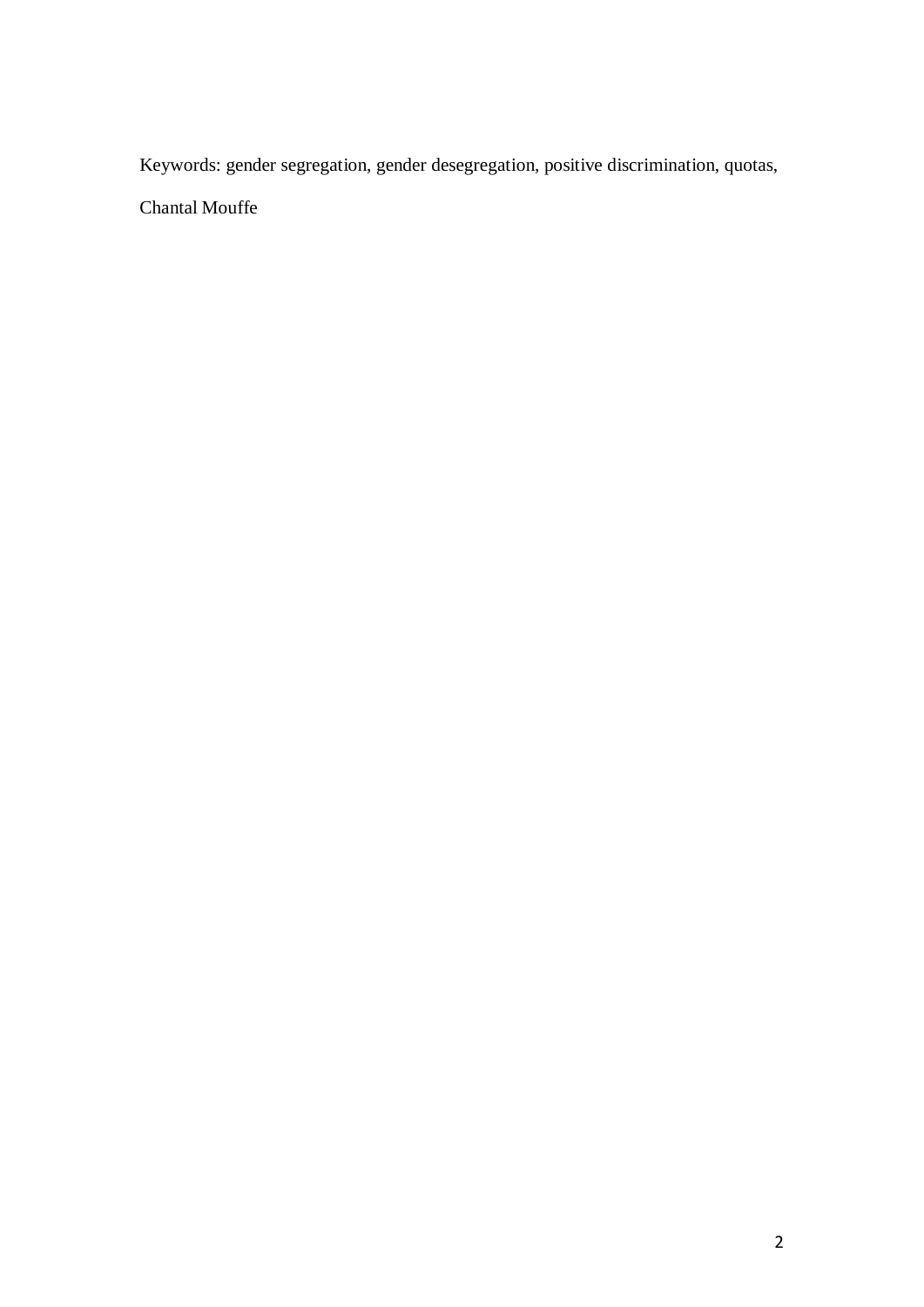Keywords: gender segregation, gender desegregation, positive discrimination, quotas, Chantal Mouffe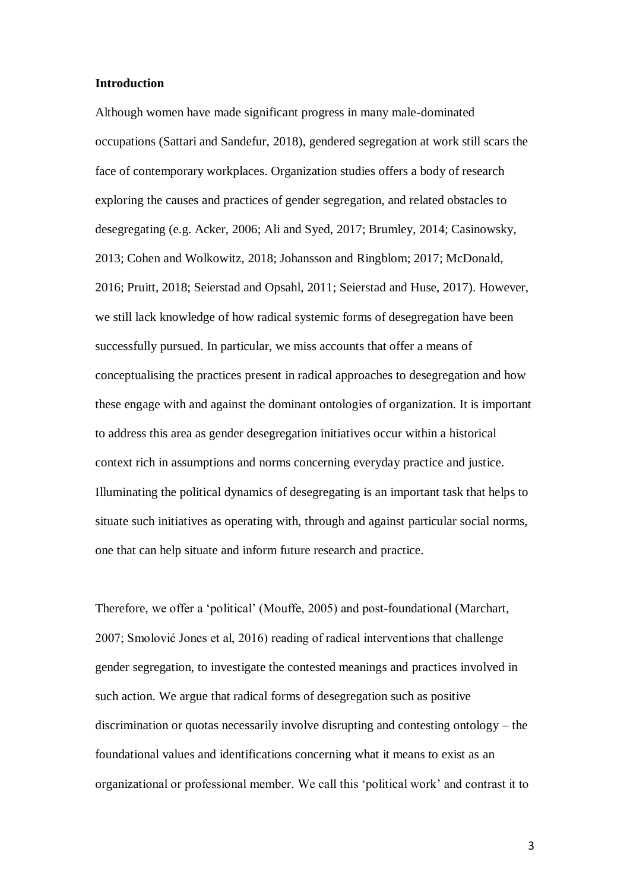**Introduction**

Although women have made significant progress in many male-dominated occupations (Sattari and Sandefur, 2018), gendered segregation at work still scars the face of contemporary workplaces. Organization studies offers a body of research exploring the causes and practices of gender segregation, and related obstacles to desegregating (e.g. Acker, 2006; Ali and Syed, 2017; Brumley, 2014; Casinowsky, 2013; Cohen and Wolkowitz, 2018; Johansson and Ringblom; 2017; McDonald, 2016; Pruitt, 2018; Seierstad and Opsahl, 2011; Seierstad and Huse, 2017). However, we still lack knowledge of how radical systemic forms of desegregation have been successfully pursued. In particular, we miss accounts that offer a means of conceptualising the practices present in radical approaches to desegregation and how these engage with and against the dominant ontologies of organization. It is important to address this area as gender desegregation initiatives occur within a historical context rich in assumptions and norms concerning everyday practice and justice. Illuminating the political dynamics of desegregating is an important task that helps to situate such initiatives as operating with, through and against particular social norms, one that can help situate and inform future research and practice.

Therefore, we offer a 'political' (Mouffe, 2005) and post-foundational (Marchart, 2007; Smolović Jones et al, 2016) reading of radical interventions that challenge gender segregation, to investigate the contested meanings and practices involved in such action. We argue that radical forms of desegregation such as positive discrimination or quotas necessarily involve disrupting and contesting ontology – the foundational values and identifications concerning what it means to exist as an organizational or professional member. We call this 'political work' and contrast it to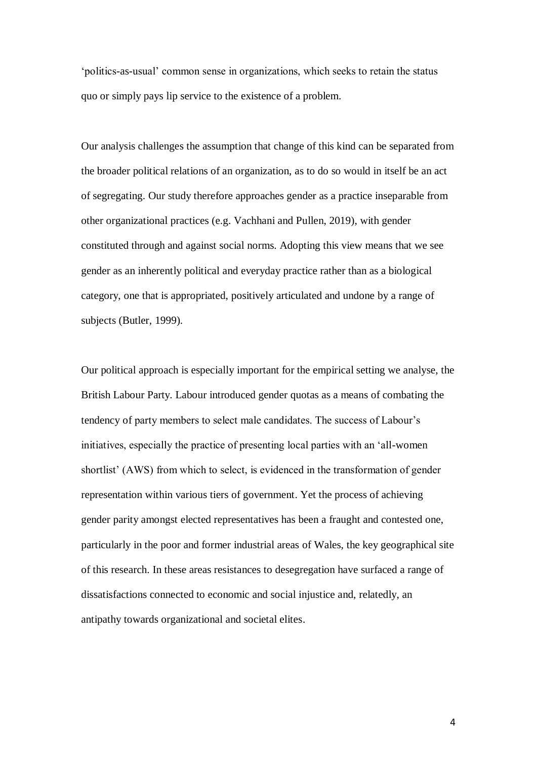'politics-as-usual' common sense in organizations, which seeks to retain the status quo or simply pays lip service to the existence of a problem.

Our analysis challenges the assumption that change of this kind can be separated from the broader political relations of an organization, as to do so would in itself be an act of segregating. Our study therefore approaches gender as a practice inseparable from other organizational practices (e.g. Vachhani and Pullen, 2019), with gender constituted through and against social norms. Adopting this view means that we see gender as an inherently political and everyday practice rather than as a biological category, one that is appropriated, positively articulated and undone by a range of subjects (Butler, 1999).

Our political approach is especially important for the empirical setting we analyse, the British Labour Party. Labour introduced gender quotas as a means of combating the tendency of party members to select male candidates. The success of Labour's initiatives, especially the practice of presenting local parties with an 'all-women shortlist' (AWS) from which to select, is evidenced in the transformation of gender representation within various tiers of government. Yet the process of achieving gender parity amongst elected representatives has been a fraught and contested one, particularly in the poor and former industrial areas of Wales, the key geographical site of this research. In these areas resistances to desegregation have surfaced a range of dissatisfactions connected to economic and social injustice and, relatedly, an antipathy towards organizational and societal elites.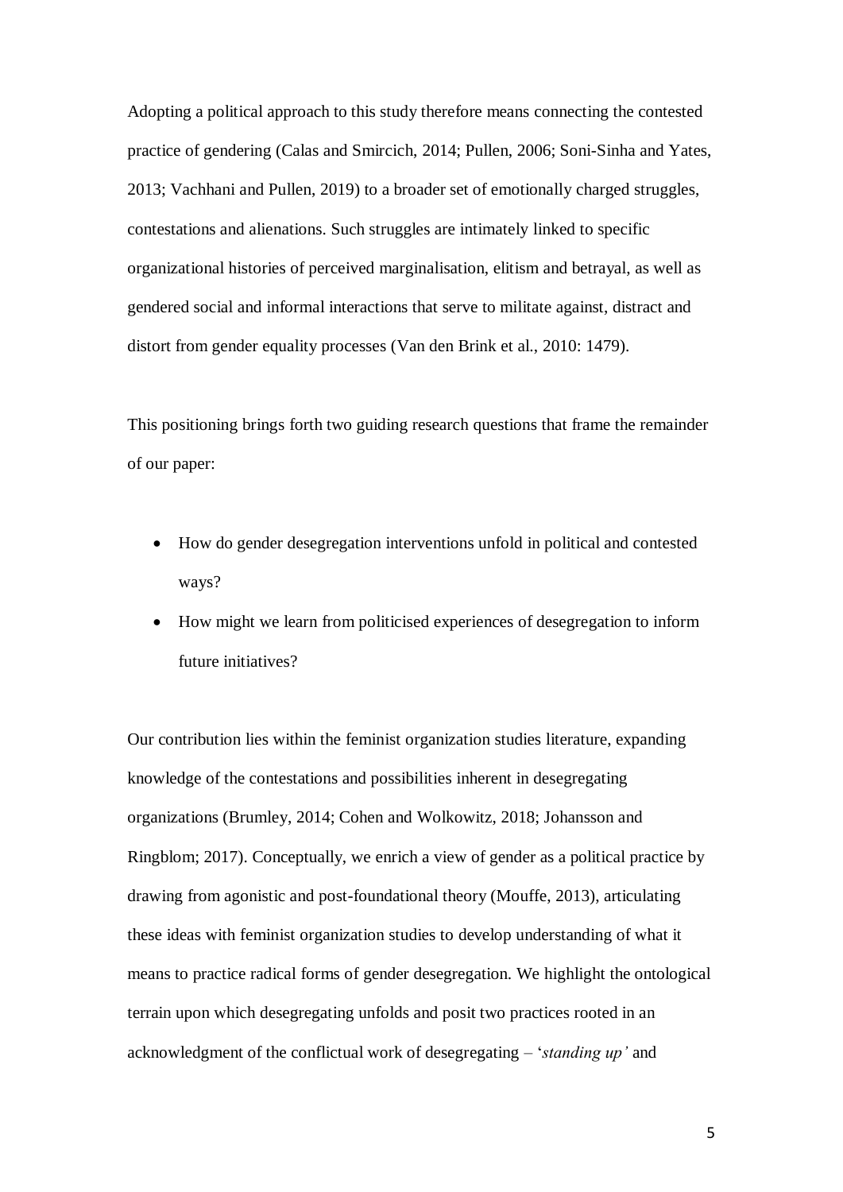Adopting a political approach to this study therefore means connecting the contested practice of gendering (Calas and Smircich, 2014; Pullen, 2006; Soni-Sinha and Yates, 2013; Vachhani and Pullen, 2019) to a broader set of emotionally charged struggles, contestations and alienations. Such struggles are intimately linked to specific organizational histories of perceived marginalisation, elitism and betrayal, as well as gendered social and informal interactions that serve to militate against, distract and distort from gender equality processes (Van den Brink et al., 2010: 1479).

This positioning brings forth two guiding research questions that frame the remainder of our paper:

- How do gender desegregation interventions unfold in political and contested ways?
- How might we learn from politicised experiences of desegregation to inform future initiatives?

Our contribution lies within the feminist organization studies literature, expanding knowledge of the contestations and possibilities inherent in desegregating organizations (Brumley, 2014; Cohen and Wolkowitz, 2018; Johansson and Ringblom; 2017). Conceptually, we enrich a view of gender as a political practice by drawing from agonistic and post-foundational theory (Mouffe, 2013), articulating these ideas with feminist organization studies to develop understanding of what it means to practice radical forms of gender desegregation. We highlight the ontological terrain upon which desegregating unfolds and posit two practices rooted in an acknowledgment of the conflictual work of desegregating – '*standing up'* and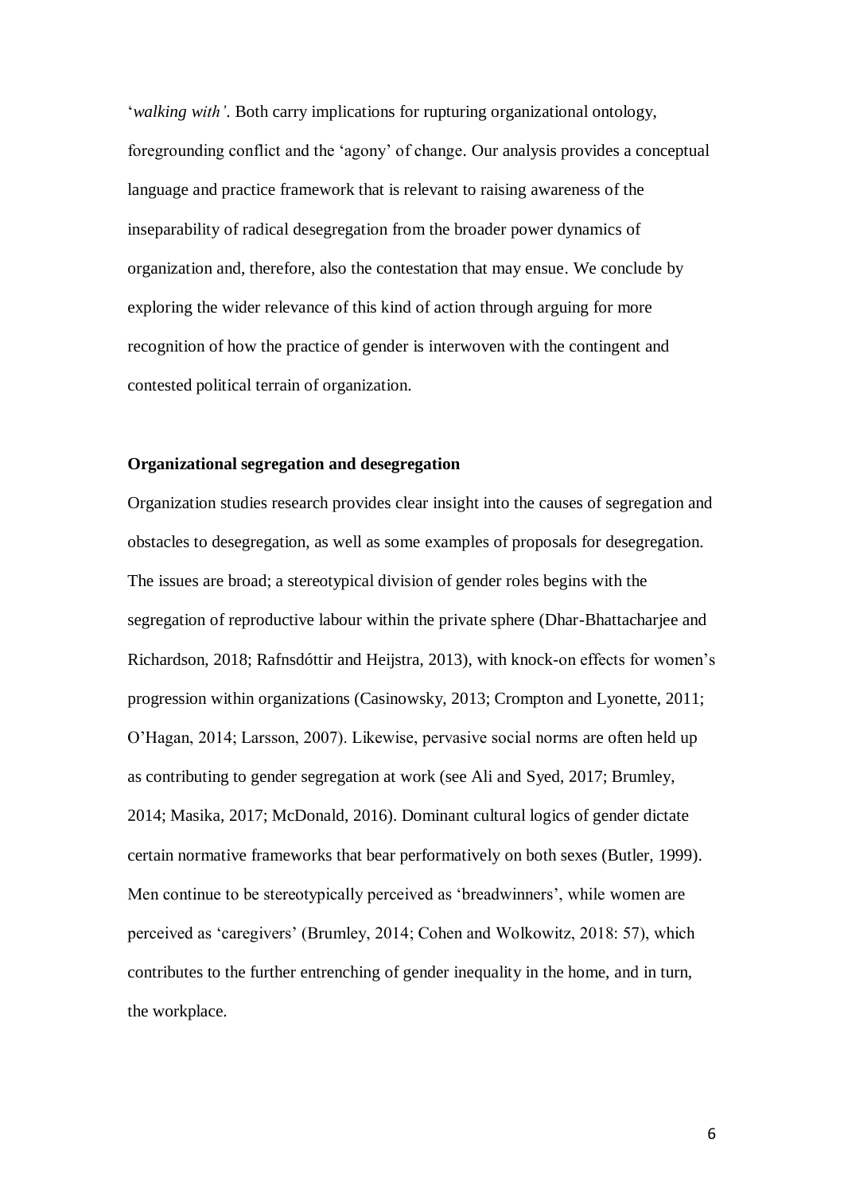‘*walking with’*. Both carry implications for rupturing organizational ontology, foregrounding conflict and the ‘agony’ of change. Our analysis provides a conceptual language and practice framework that is relevant to raising awareness of the inseparability of radical desegregation from the broader power dynamics of organization and, therefore, also the contestation that may ensue. We conclude by exploring the wider relevance of this kind of action through arguing for more recognition of how the practice of gender is interwoven with the contingent and contested political terrain of organization.

**Organizational segregation and desegregation**

Organization studies research provides clear insight into the causes of segregation and obstacles to desegregation, as well as some examples of proposals for desegregation. The issues are broad; a stereotypical division of gender roles begins with the segregation of reproductive labour within the private sphere (Dhar-Bhattacharjee and Richardson, 2018; Rafnsdóttir and Heijstra, 2013), with knock-on effects for women’s progression within organizations (Casinowsky, 2013; Crompton and Lyonette, 2011; O’Hagan, 2014; Larsson, 2007). Likewise, pervasive social norms are often held up as contributing to gender segregation at work (see Ali and Syed, 2017; Brumley, 2014; Masika, 2017; McDonald, 2016). Dominant cultural logics of gender dictate certain normative frameworks that bear performatively on both sexes (Butler, 1999). Men continue to be stereotypically perceived as ‘breadwinners’, while women are perceived as ‘caregivers’ (Brumley, 2014; Cohen and Wolkowitz, 2018: 57), which contributes to the further entrenching of gender inequality in the home, and in turn, the workplace.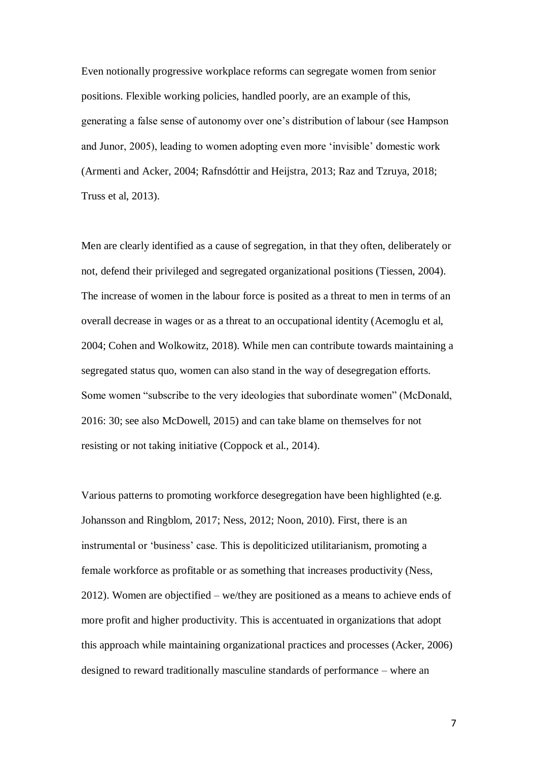Even notionally progressive workplace reforms can segregate women from senior positions. Flexible working policies, handled poorly, are an example of this, generating a false sense of autonomy over one's distribution of labour (see Hampson and Junor, 2005), leading to women adopting even more 'invisible' domestic work (Armenti and Acker, 2004; Rafnsdóttir and Heijstra, 2013; Raz and Tzruya, 2018; Truss et al, 2013).

Men are clearly identified as a cause of segregation, in that they often, deliberately or not, defend their privileged and segregated organizational positions (Tiessen, 2004). The increase of women in the labour force is posited as a threat to men in terms of an overall decrease in wages or as a threat to an occupational identity (Acemoglu et al, 2004; Cohen and Wolkowitz, 2018). While men can contribute towards maintaining a segregated status quo, women can also stand in the way of desegregation efforts. Some women "subscribe to the very ideologies that subordinate women" (McDonald, 2016: 30; see also McDowell, 2015) and can take blame on themselves for not resisting or not taking initiative (Coppock et al., 2014).

Various patterns to promoting workforce desegregation have been highlighted (e.g. Johansson and Ringblom, 2017; Ness, 2012; Noon, 2010). First, there is an instrumental or 'business' case. This is depoliticized utilitarianism, promoting a female workforce as profitable or as something that increases productivity (Ness, 2012). Women are objectified – we/they are positioned as a means to achieve ends of more profit and higher productivity. This is accentuated in organizations that adopt this approach while maintaining organizational practices and processes (Acker, 2006) designed to reward traditionally masculine standards of performance – where an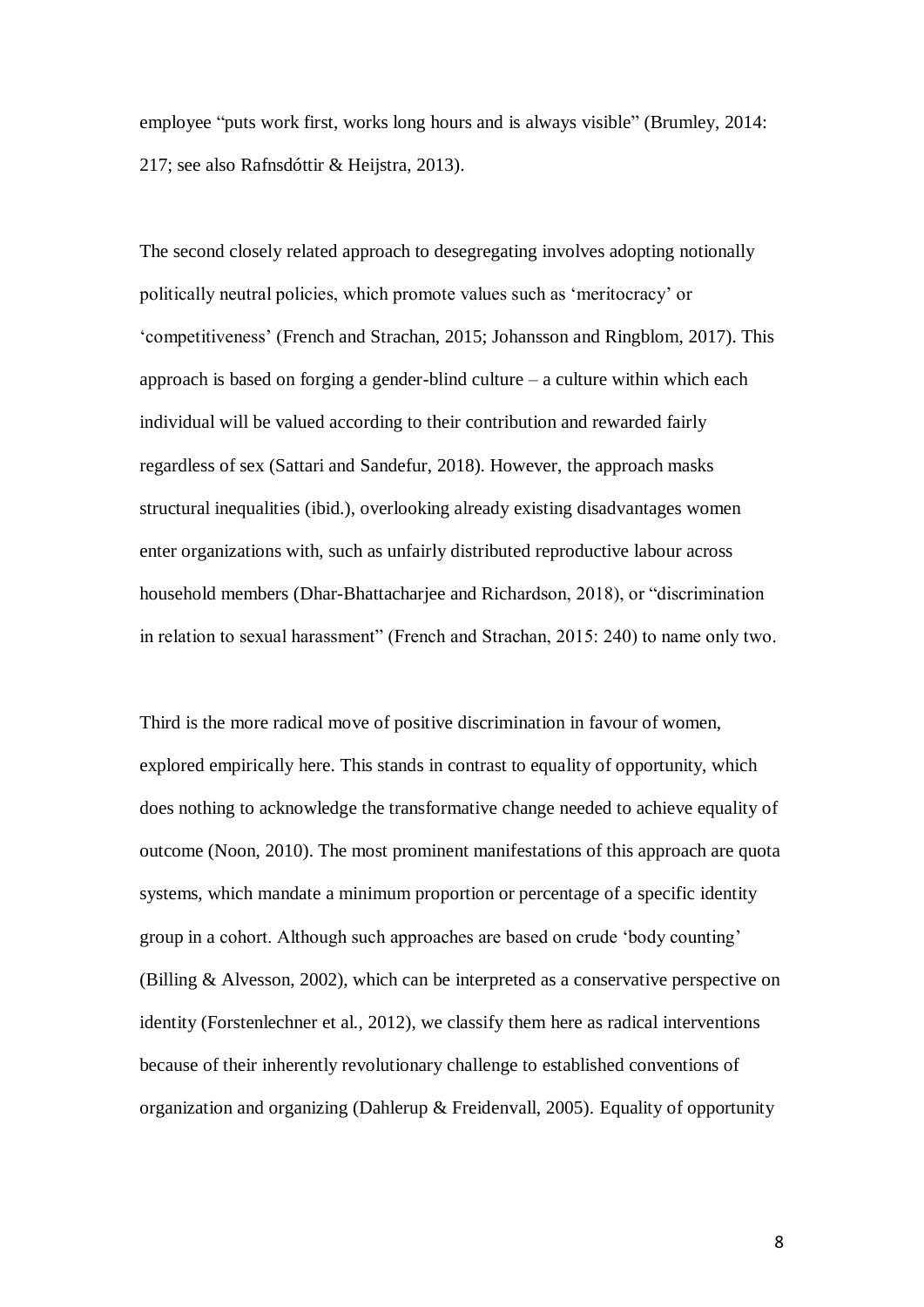employee "puts work first, works long hours and is always visible" (Brumley, 2014: 217; see also Rafnsdóttir & Heijstra, 2013).

The second closely related approach to desegregating involves adopting notionally politically neutral policies, which promote values such as 'meritocracy' or 'competitiveness' (French and Strachan, 2015; Johansson and Ringblom, 2017). This approach is based on forging a gender-blind culture – a culture within which each individual will be valued according to their contribution and rewarded fairly regardless of sex (Sattari and Sandefur, 2018). However, the approach masks structural inequalities (ibid.), overlooking already existing disadvantages women enter organizations with, such as unfairly distributed reproductive labour across household members (Dhar-Bhattacharjee and Richardson, 2018), or "discrimination in relation to sexual harassment" (French and Strachan, 2015: 240) to name only two.

Third is the more radical move of positive discrimination in favour of women, explored empirically here. This stands in contrast to equality of opportunity, which does nothing to acknowledge the transformative change needed to achieve equality of outcome (Noon, 2010). The most prominent manifestations of this approach are quota systems, which mandate a minimum proportion or percentage of a specific identity group in a cohort. Although such approaches are based on crude 'body counting' (Billing & Alvesson, 2002), which can be interpreted as a conservative perspective on identity (Forstenlechner et al., 2012), we classify them here as radical interventions because of their inherently revolutionary challenge to established conventions of organization and organizing (Dahlerup & Freidenvall, 2005). Equality of opportunity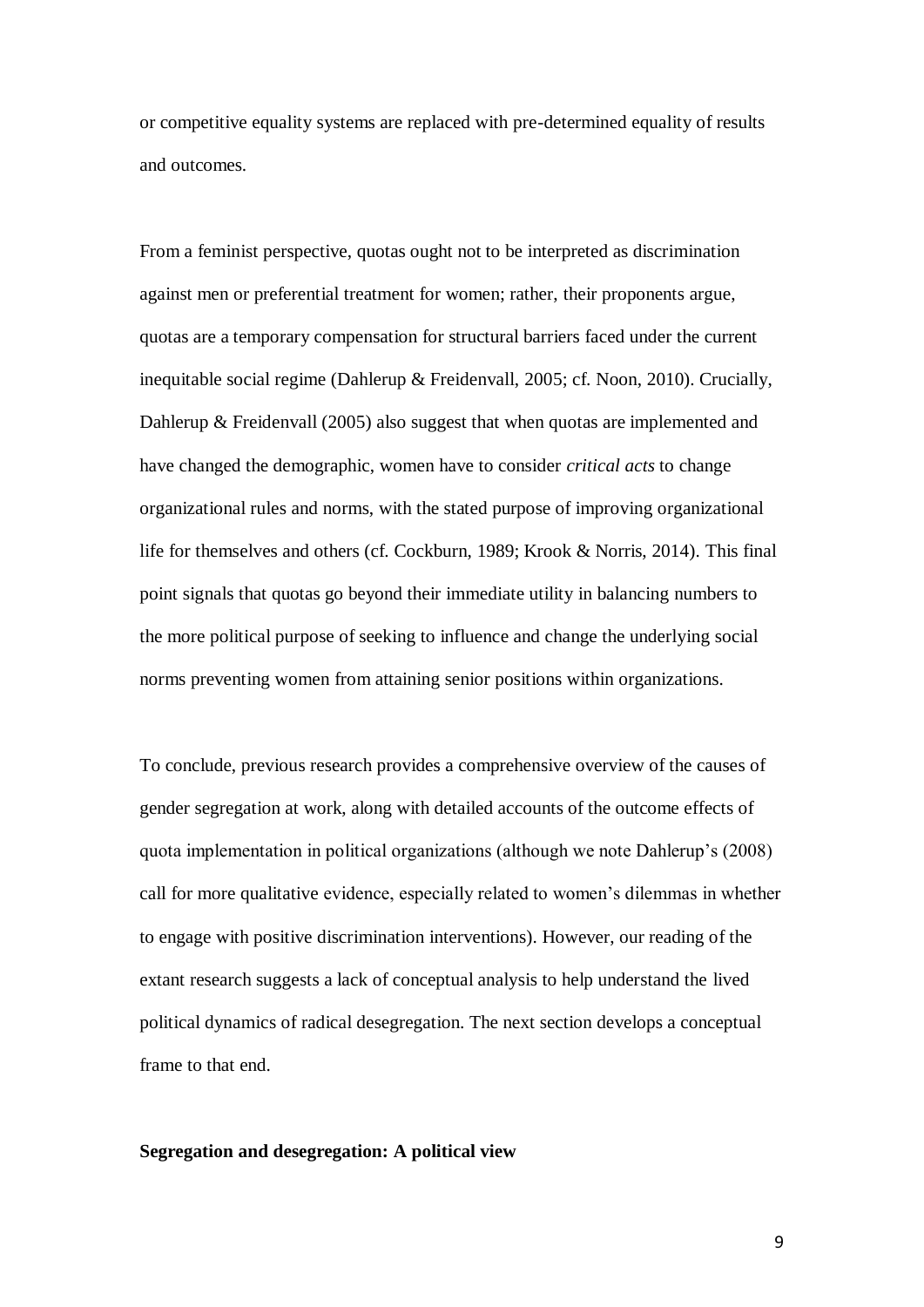or competitive equality systems are replaced with pre-determined equality of results and outcomes.

From a feminist perspective, quotas ought not to be interpreted as discrimination against men or preferential treatment for women; rather, their proponents argue, quotas are a temporary compensation for structural barriers faced under the current inequitable social regime (Dahlerup & Freidenvall, 2005; cf. Noon, 2010). Crucially, Dahlerup & Freidenvall (2005) also suggest that when quotas are implemented and have changed the demographic, women have to consider *critical acts* to change organizational rules and norms, with the stated purpose of improving organizational life for themselves and others (cf. Cockburn, 1989; Krook & Norris, 2014). This final point signals that quotas go beyond their immediate utility in balancing numbers to the more political purpose of seeking to influence and change the underlying social norms preventing women from attaining senior positions within organizations.

To conclude, previous research provides a comprehensive overview of the causes of gender segregation at work, along with detailed accounts of the outcome effects of quota implementation in political organizations (although we note Dahlerup's (2008) call for more qualitative evidence, especially related to women's dilemmas in whether to engage with positive discrimination interventions). However, our reading of the extant research suggests a lack of conceptual analysis to help understand the lived political dynamics of radical desegregation. The next section develops a conceptual frame to that end.

**Segregation and desegregation: A political view**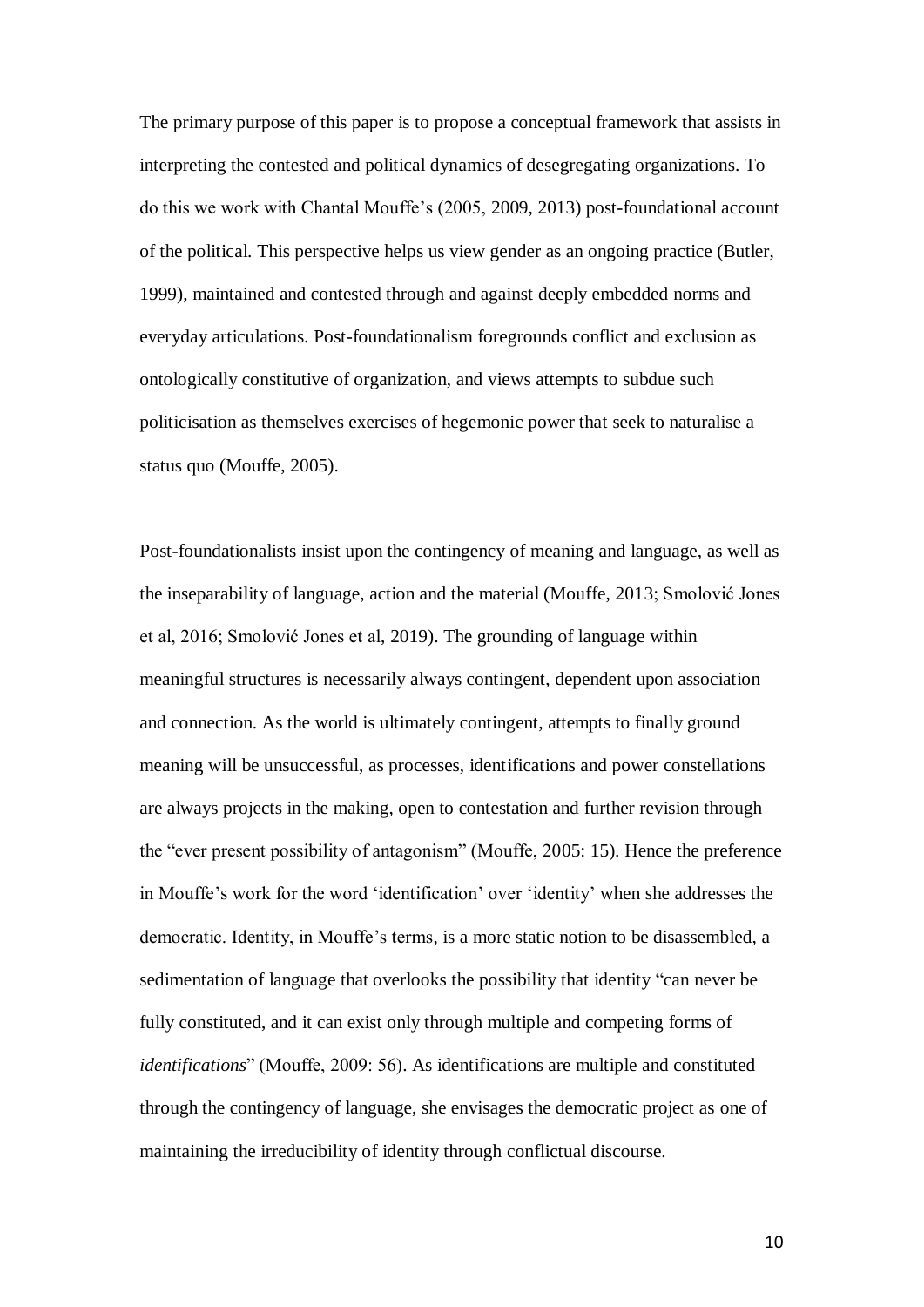The primary purpose of this paper is to propose a conceptual framework that assists in interpreting the contested and political dynamics of desegregating organizations. To do this we work with Chantal Mouffe's (2005, 2009, 2013) post-foundational account of the political. This perspective helps us view gender as an ongoing practice (Butler, 1999), maintained and contested through and against deeply embedded norms and everyday articulations. Post-foundationalism foregrounds conflict and exclusion as ontologically constitutive of organization, and views attempts to subdue such politicisation as themselves exercises of hegemonic power that seek to naturalise a status quo (Mouffe, 2005).

Post-foundationalists insist upon the contingency of meaning and language, as well as the inseparability of language, action and the material (Mouffe, 2013; Smolović Jones et al, 2016; Smolović Jones et al, 2019). The grounding of language within meaningful structures is necessarily always contingent, dependent upon association and connection. As the world is ultimately contingent, attempts to finally ground meaning will be unsuccessful, as processes, identifications and power constellations are always projects in the making, open to contestation and further revision through the "ever present possibility of antagonism" (Mouffe, 2005: 15). Hence the preference in Mouffe's work for the word 'identification' over 'identity' when she addresses the democratic. Identity, in Mouffe's terms, is a more static notion to be disassembled, a sedimentation of language that overlooks the possibility that identity "can never be fully constituted, and it can exist only through multiple and competing forms of *identifications*" (Mouffe, 2009: 56). As identifications are multiple and constituted through the contingency of language, she envisages the democratic project as one of maintaining the irreducibility of identity through conflictual discourse.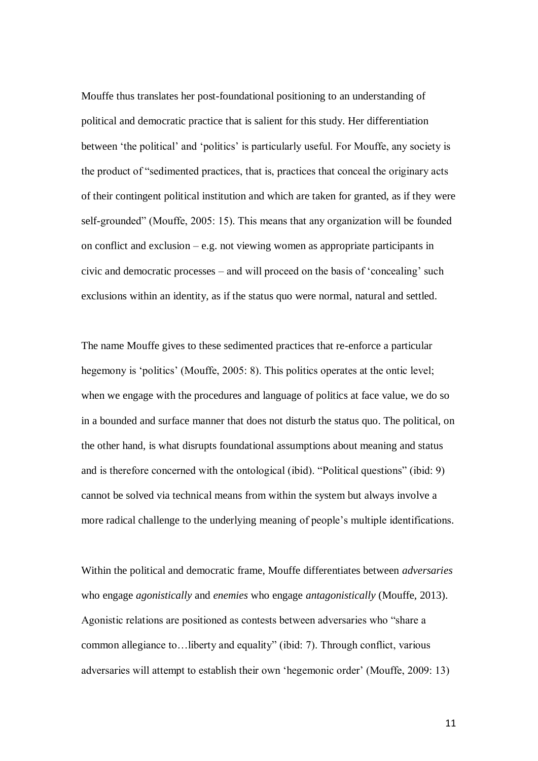Mouffe thus translates her post-foundational positioning to an understanding of political and democratic practice that is salient for this study. Her differentiation between 'the political' and 'politics' is particularly useful. For Mouffe, any society is the product of "sedimented practices, that is, practices that conceal the originary acts of their contingent political institution and which are taken for granted, as if they were self-grounded" (Mouffe, 2005: 15). This means that any organization will be founded on conflict and exclusion – e.g. not viewing women as appropriate participants in civic and democratic processes – and will proceed on the basis of 'concealing' such exclusions within an identity, as if the status quo were normal, natural and settled.

The name Mouffe gives to these sedimented practices that re-enforce a particular hegemony is 'politics' (Mouffe, 2005: 8). This politics operates at the ontic level; when we engage with the procedures and language of politics at face value, we do so in a bounded and surface manner that does not disturb the status quo. The political, on the other hand, is what disrupts foundational assumptions about meaning and status and is therefore concerned with the ontological (ibid). "Political questions" (ibid: 9) cannot be solved via technical means from within the system but always involve a more radical challenge to the underlying meaning of people's multiple identifications.

Within the political and democratic frame, Mouffe differentiates between *adversaries* who engage *agonistically* and *enemies* who engage *antagonistically* (Mouffe, 2013). Agonistic relations are positioned as contests between adversaries who "share a common allegiance to…liberty and equality" (ibid: 7). Through conflict, various adversaries will attempt to establish their own 'hegemonic order' (Mouffe, 2009: 13)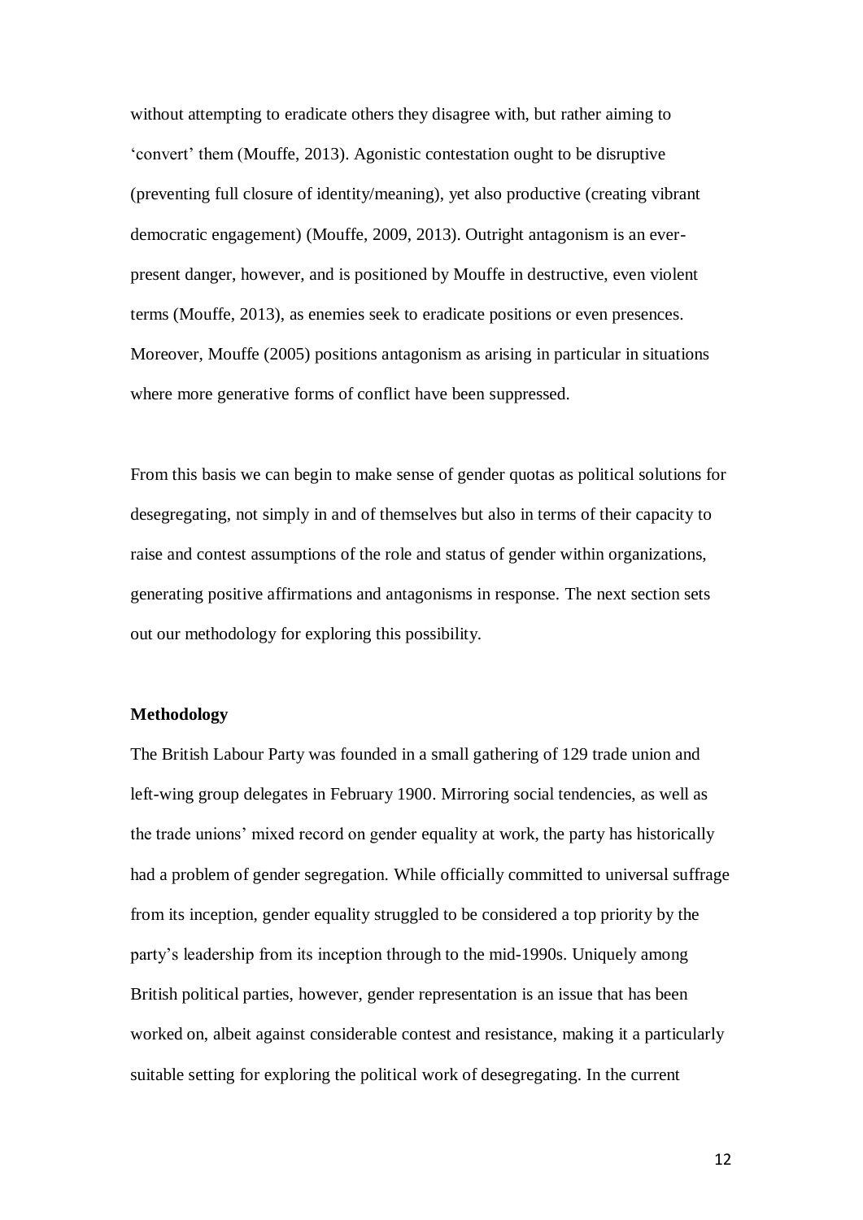without attempting to eradicate others they disagree with, but rather aiming to 'convert' them (Mouffe, 2013). Agonistic contestation ought to be disruptive (preventing full closure of identity/meaning), yet also productive (creating vibrant democratic engagement) (Mouffe, 2009, 2013). Outright antagonism is an ever-present danger, however, and is positioned by Mouffe in destructive, even violent terms (Mouffe, 2013), as enemies seek to eradicate positions or even presences. Moreover, Mouffe (2005) positions antagonism as arising in particular in situations where more generative forms of conflict have been suppressed.

From this basis we can begin to make sense of gender quotas as political solutions for desegregating, not simply in and of themselves but also in terms of their capacity to raise and contest assumptions of the role and status of gender within organizations, generating positive affirmations and antagonisms in response. The next section sets out our methodology for exploring this possibility.

## Methodology

The British Labour Party was founded in a small gathering of 129 trade union and left-wing group delegates in February 1900. Mirroring social tendencies, as well as the trade unions' mixed record on gender equality at work, the party has historically had a problem of gender segregation. While officially committed to universal suffrage from its inception, gender equality struggled to be considered a top priority by the party's leadership from its inception through to the mid-1990s. Uniquely among British political parties, however, gender representation is an issue that has been worked on, albeit against considerable contest and resistance, making it a particularly suitable setting for exploring the political work of desegregating. In the current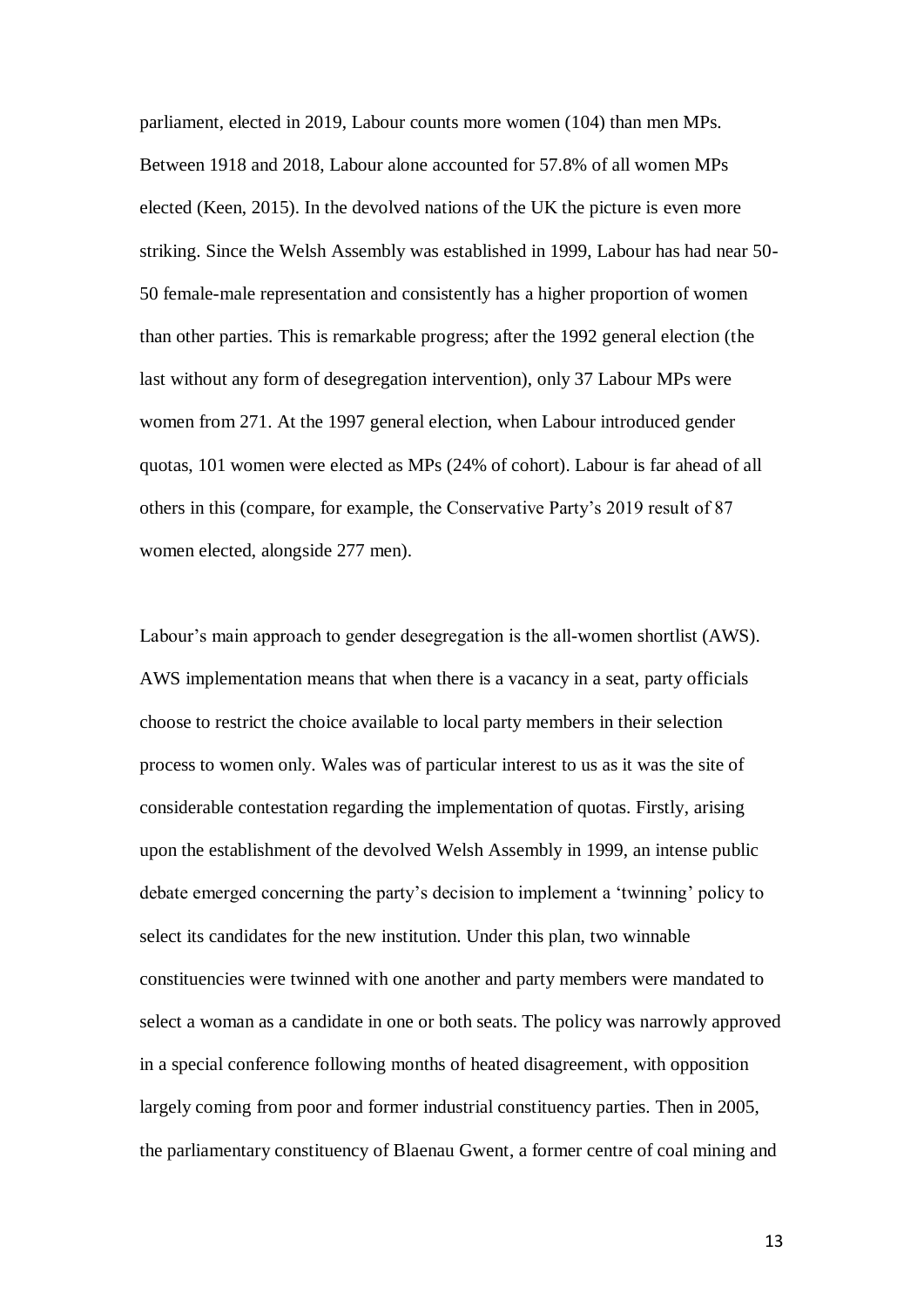parliament, elected in 2019, Labour counts more women (104) than men MPs. Between 1918 and 2018, Labour alone accounted for 57.8% of all women MPs elected (Keen, 2015). In the devolved nations of the UK the picture is even more striking. Since the Welsh Assembly was established in 1999, Labour has had near 50-50 female-male representation and consistently has a higher proportion of women than other parties. This is remarkable progress; after the 1992 general election (the last without any form of desegregation intervention), only 37 Labour MPs were women from 271. At the 1997 general election, when Labour introduced gender quotas, 101 women were elected as MPs (24% of cohort). Labour is far ahead of all others in this (compare, for example, the Conservative Party's 2019 result of 87 women elected, alongside 277 men).

Labour's main approach to gender desegregation is the all-women shortlist (AWS). AWS implementation means that when there is a vacancy in a seat, party officials choose to restrict the choice available to local party members in their selection process to women only. Wales was of particular interest to us as it was the site of considerable contestation regarding the implementation of quotas. Firstly, arising upon the establishment of the devolved Welsh Assembly in 1999, an intense public debate emerged concerning the party's decision to implement a 'twinning' policy to select its candidates for the new institution. Under this plan, two winnable constituencies were twinned with one another and party members were mandated to select a woman as a candidate in one or both seats. The policy was narrowly approved in a special conference following months of heated disagreement, with opposition largely coming from poor and former industrial constituency parties. Then in 2005, the parliamentary constituency of Blaenau Gwent, a former centre of coal mining and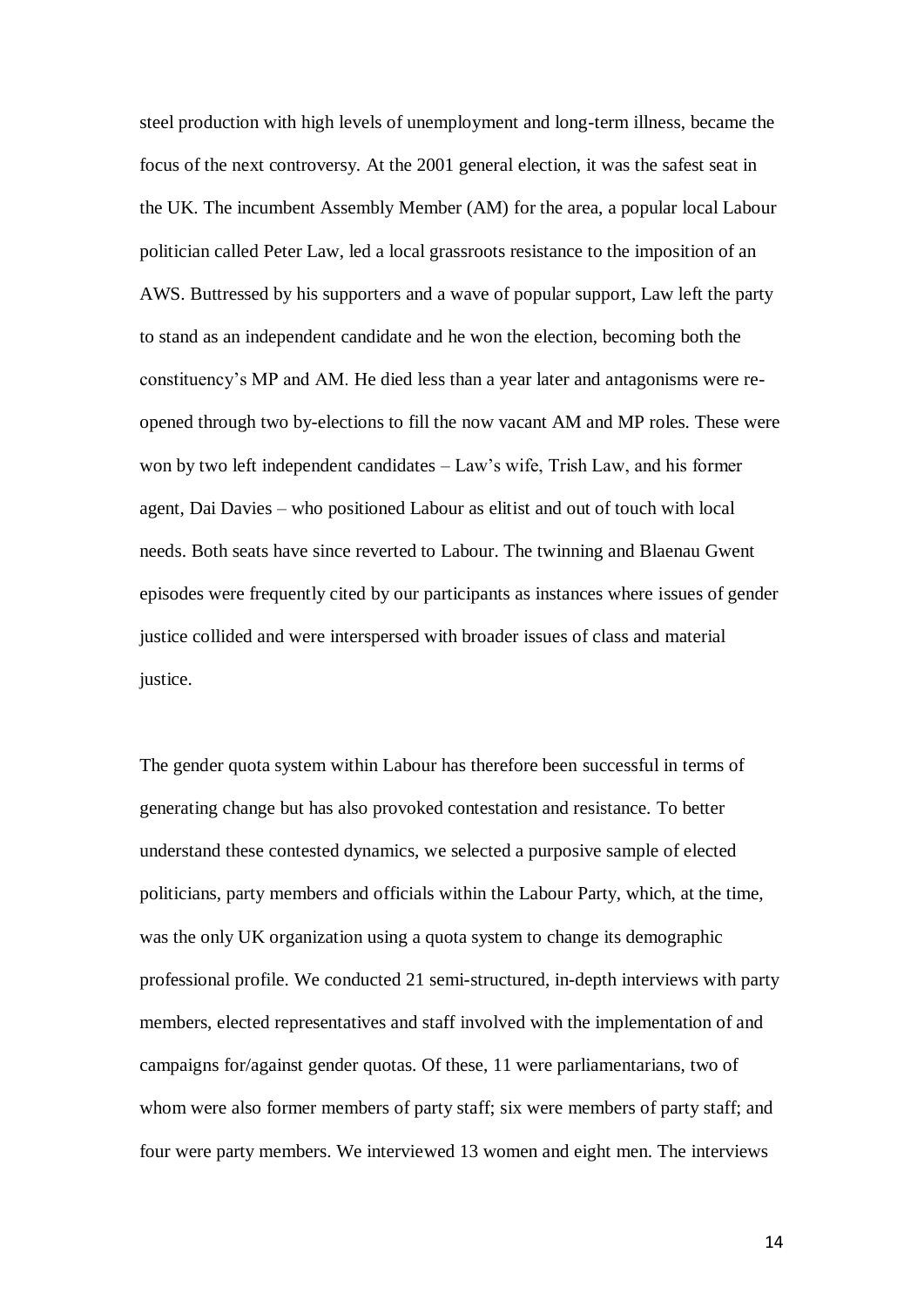steel production with high levels of unemployment and long-term illness, became the focus of the next controversy. At the 2001 general election, it was the safest seat in the UK. The incumbent Assembly Member (AM) for the area, a popular local Labour politician called Peter Law, led a local grassroots resistance to the imposition of an AWS. Buttressed by his supporters and a wave of popular support, Law left the party to stand as an independent candidate and he won the election, becoming both the constituency's MP and AM. He died less than a year later and antagonisms were re-opened through two by-elections to fill the now vacant AM and MP roles. These were won by two left independent candidates – Law's wife, Trish Law, and his former agent, Dai Davies – who positioned Labour as elitist and out of touch with local needs. Both seats have since reverted to Labour. The twinning and Blaenau Gwent episodes were frequently cited by our participants as instances where issues of gender justice collided and were interspersed with broader issues of class and material justice.

The gender quota system within Labour has therefore been successful in terms of generating change but has also provoked contestation and resistance. To better understand these contested dynamics, we selected a purposive sample of elected politicians, party members and officials within the Labour Party, which, at the time, was the only UK organization using a quota system to change its demographic professional profile. We conducted 21 semi-structured, in-depth interviews with party members, elected representatives and staff involved with the implementation of and campaigns for/against gender quotas. Of these, 11 were parliamentarians, two of whom were also former members of party staff; six were members of party staff; and four were party members. We interviewed 13 women and eight men. The interviews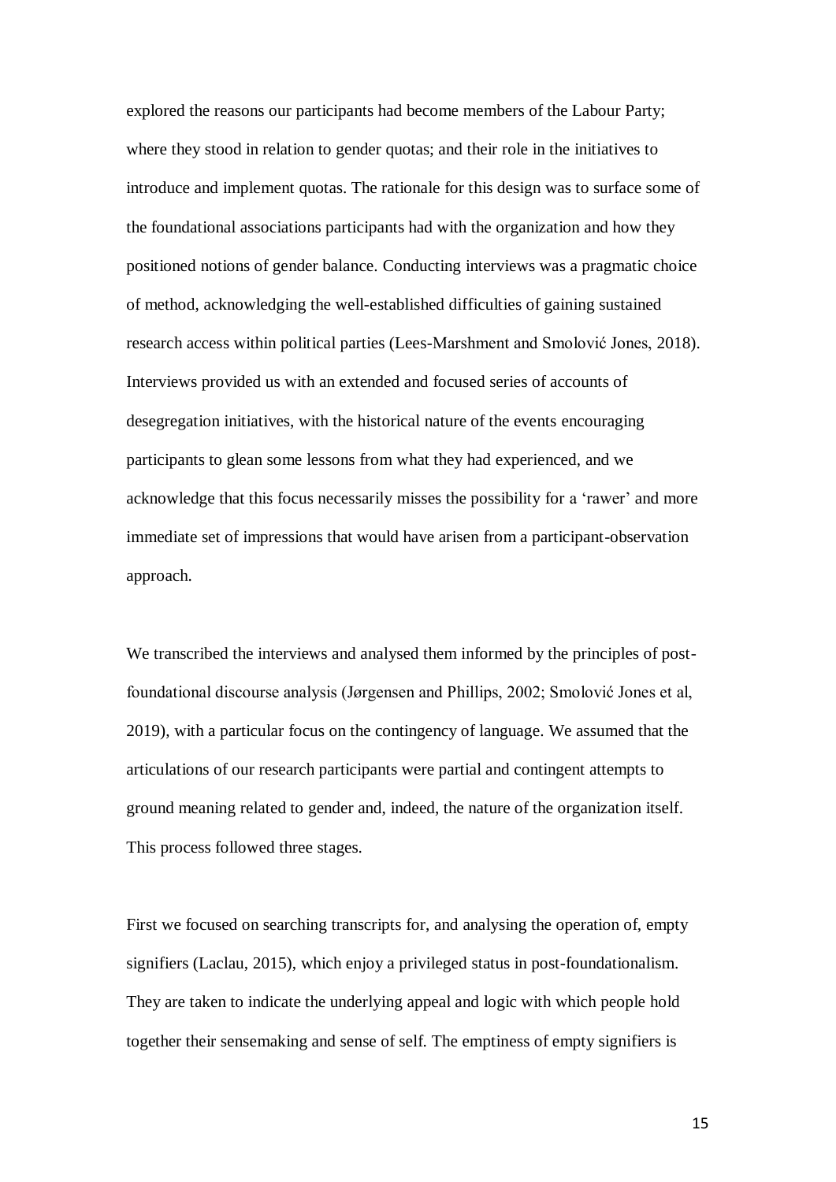explored the reasons our participants had become members of the Labour Party; where they stood in relation to gender quotas; and their role in the initiatives to introduce and implement quotas. The rationale for this design was to surface some of the foundational associations participants had with the organization and how they positioned notions of gender balance. Conducting interviews was a pragmatic choice of method, acknowledging the well-established difficulties of gaining sustained research access within political parties (Lees-Marshment and Smolović Jones, 2018). Interviews provided us with an extended and focused series of accounts of desegregation initiatives, with the historical nature of the events encouraging participants to glean some lessons from what they had experienced, and we acknowledge that this focus necessarily misses the possibility for a 'rawer' and more immediate set of impressions that would have arisen from a participant-observation approach.

We transcribed the interviews and analysed them informed by the principles of post-foundational discourse analysis (Jørgensen and Phillips, 2002; Smolović Jones et al, 2019), with a particular focus on the contingency of language. We assumed that the articulations of our research participants were partial and contingent attempts to ground meaning related to gender and, indeed, the nature of the organization itself. This process followed three stages.

First we focused on searching transcripts for, and analysing the operation of, empty signifiers (Laclau, 2015), which enjoy a privileged status in post-foundationalism. They are taken to indicate the underlying appeal and logic with which people hold together their sensemaking and sense of self. The emptiness of empty signifiers is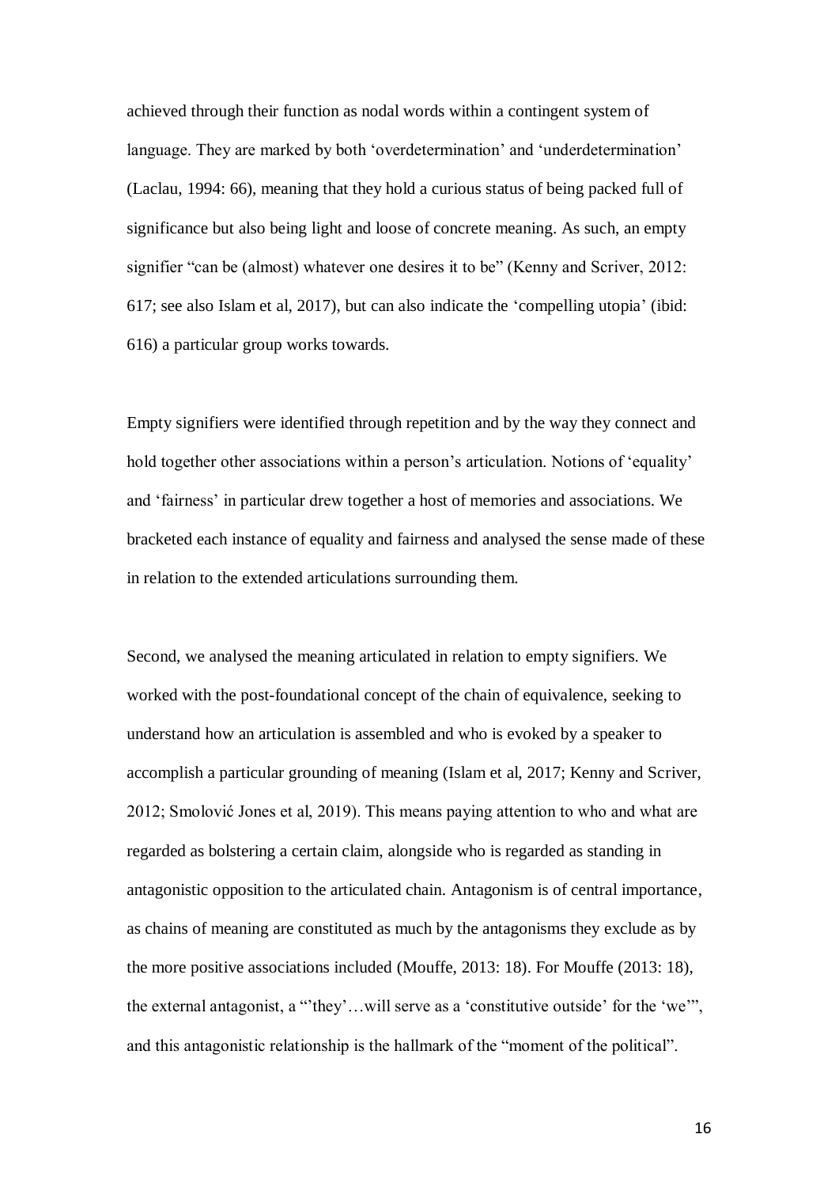achieved through their function as nodal words within a contingent system of language. They are marked by both 'overdetermination' and 'underdetermination' (Laclau, 1994: 66), meaning that they hold a curious status of being packed full of significance but also being light and loose of concrete meaning. As such, an empty signifier "can be (almost) whatever one desires it to be" (Kenny and Scriver, 2012: 617; see also Islam et al, 2017), but can also indicate the 'compelling utopia' (ibid: 616) a particular group works towards.

Empty signifiers were identified through repetition and by the way they connect and hold together other associations within a person's articulation. Notions of 'equality' and 'fairness' in particular drew together a host of memories and associations. We bracketed each instance of equality and fairness and analysed the sense made of these in relation to the extended articulations surrounding them.

Second, we analysed the meaning articulated in relation to empty signifiers. We worked with the post-foundational concept of the chain of equivalence, seeking to understand how an articulation is assembled and who is evoked by a speaker to accomplish a particular grounding of meaning (Islam et al, 2017; Kenny and Scriver, 2012; Smolović Jones et al, 2019). This means paying attention to who and what are regarded as bolstering a certain claim, alongside who is regarded as standing in antagonistic opposition to the articulated chain. Antagonism is of central importance, as chains of meaning are constituted as much by the antagonisms they exclude as by the more positive associations included (Mouffe, 2013: 18). For Mouffe (2013: 18), the external antagonist, a "'they'…will serve as a 'constitutive outside' for the 'we'", and this antagonistic relationship is the hallmark of the "moment of the political".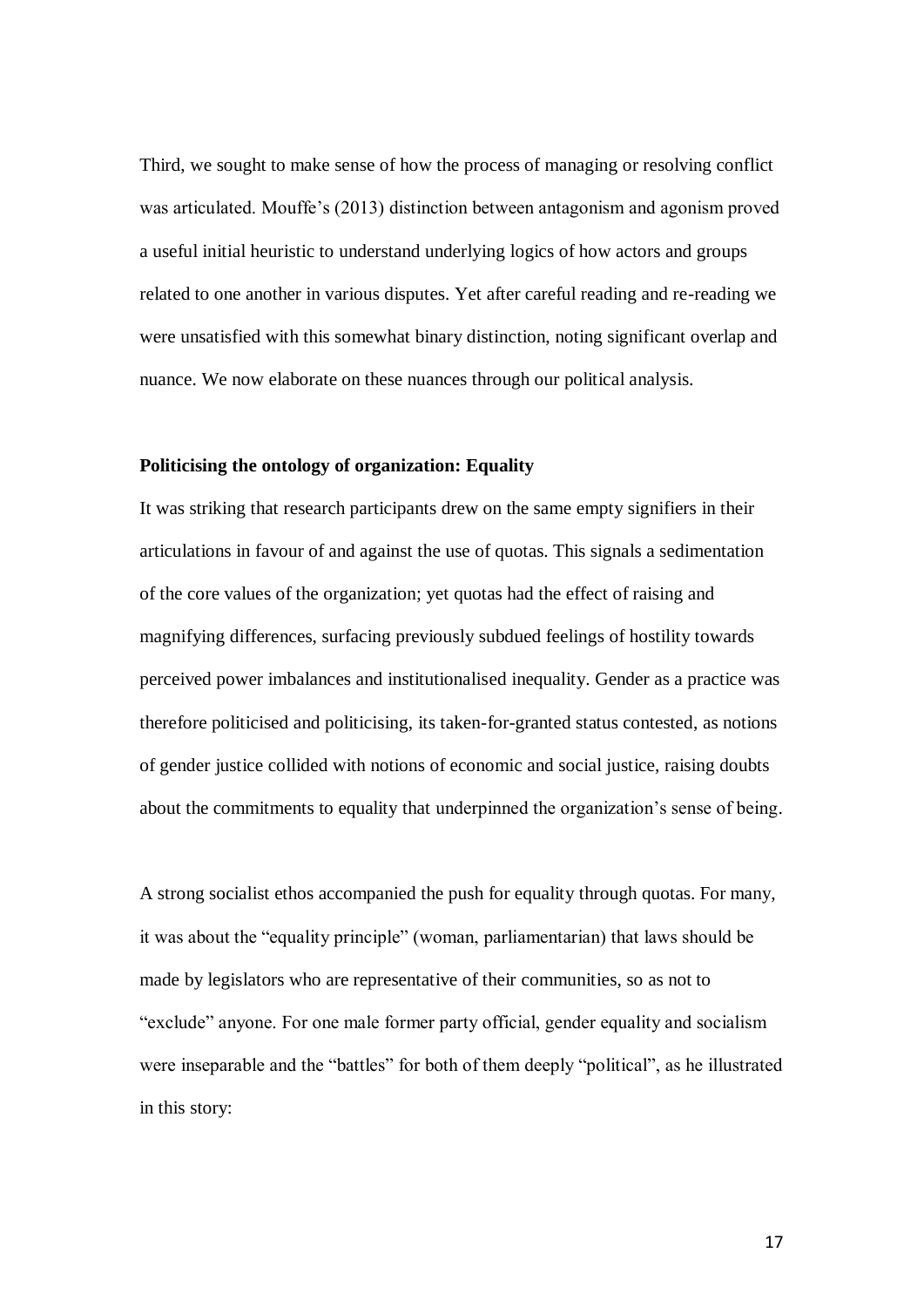Third, we sought to make sense of how the process of managing or resolving conflict was articulated. Mouffe's (2013) distinction between antagonism and agonism proved a useful initial heuristic to understand underlying logics of how actors and groups related to one another in various disputes. Yet after careful reading and re-reading we were unsatisfied with this somewhat binary distinction, noting significant overlap and nuance. We now elaborate on these nuances through our political analysis.

**Politicising the ontology of organization: Equality**

It was striking that research participants drew on the same empty signifiers in their articulations in favour of and against the use of quotas. This signals a sedimentation of the core values of the organization; yet quotas had the effect of raising and magnifying differences, surfacing previously subdued feelings of hostility towards perceived power imbalances and institutionalised inequality. Gender as a practice was therefore politicised and politicising, its taken-for-granted status contested, as notions of gender justice collided with notions of economic and social justice, raising doubts about the commitments to equality that underpinned the organization's sense of being.

A strong socialist ethos accompanied the push for equality through quotas. For many, it was about the "equality principle" (woman, parliamentarian) that laws should be made by legislators who are representative of their communities, so as not to "exclude" anyone. For one male former party official, gender equality and socialism were inseparable and the "battles" for both of them deeply "political", as he illustrated in this story: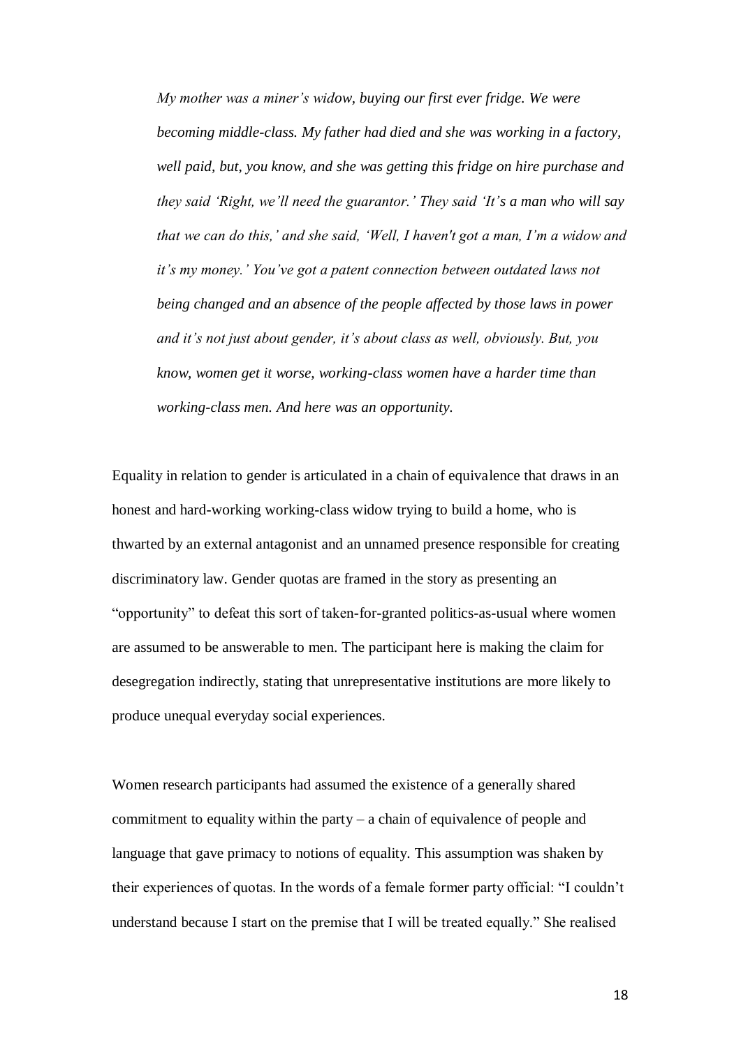*My mother was a miner's widow, buying our first ever fridge. We were becoming middle-class. My father had died and she was working in a factory, well paid, but, you know, and she was getting this fridge on hire purchase and they said 'Right, we'll need the guarantor.' They said 'It's a man who will say that we can do this,' and she said, 'Well, I haven't got a man, I'm a widow and it's my money.' You've got a patent connection between outdated laws not being changed and an absence of the people affected by those laws in power and it's not just about gender, it's about class as well, obviously. But, you know, women get it worse, working-class women have a harder time than working-class men. And here was an opportunity.*

Equality in relation to gender is articulated in a chain of equivalence that draws in an honest and hard-working working-class widow trying to build a home, who is thwarted by an external antagonist and an unnamed presence responsible for creating discriminatory law. Gender quotas are framed in the story as presenting an "opportunity" to defeat this sort of taken-for-granted politics-as-usual where women are assumed to be answerable to men. The participant here is making the claim for desegregation indirectly, stating that unrepresentative institutions are more likely to produce unequal everyday social experiences.

Women research participants had assumed the existence of a generally shared commitment to equality within the party – a chain of equivalence of people and language that gave primacy to notions of equality. This assumption was shaken by their experiences of quotas. In the words of a female former party official: "I couldn't understand because I start on the premise that I will be treated equally." She realised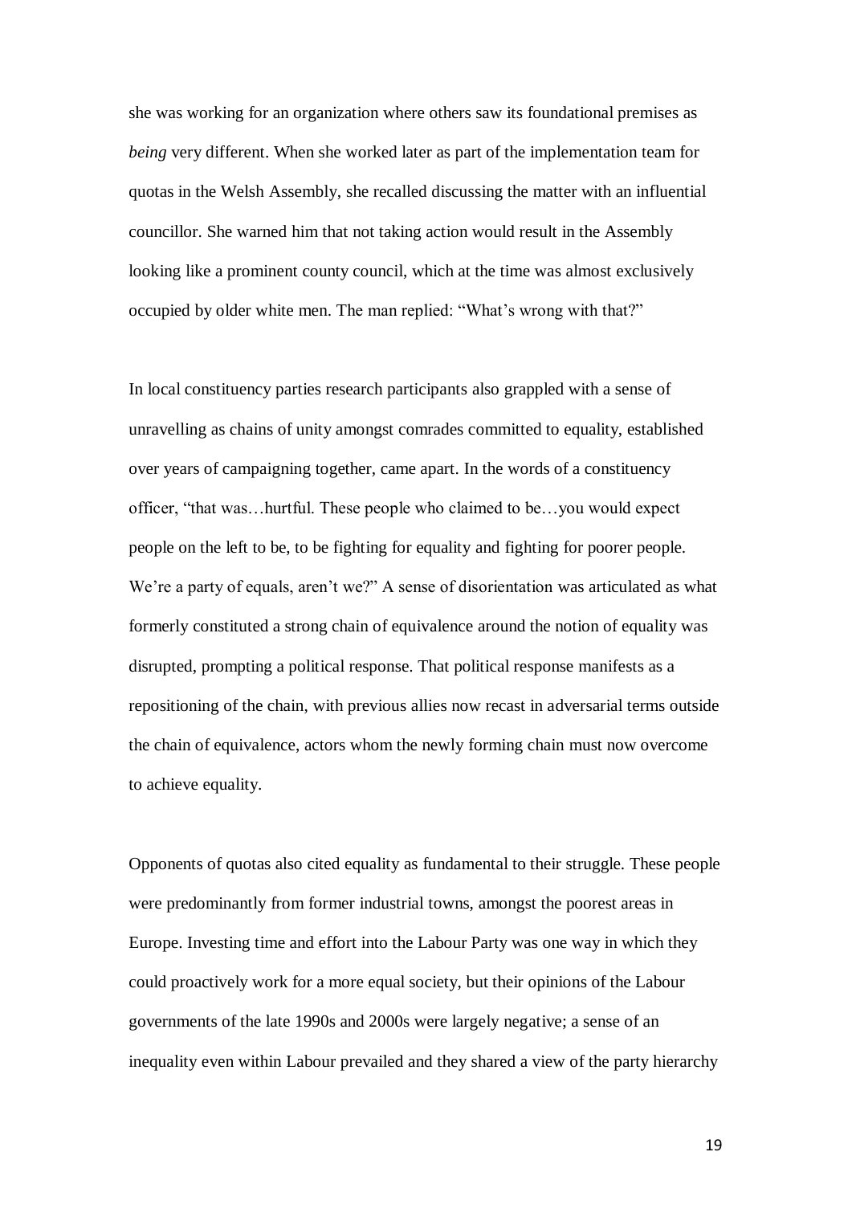she was working for an organization where others saw its foundational premises as *being* very different. When she worked later as part of the implementation team for quotas in the Welsh Assembly, she recalled discussing the matter with an influential councillor. She warned him that not taking action would result in the Assembly looking like a prominent county council, which at the time was almost exclusively occupied by older white men. The man replied: "What's wrong with that?"

In local constituency parties research participants also grappled with a sense of unravelling as chains of unity amongst comrades committed to equality, established over years of campaigning together, came apart. In the words of a constituency officer, "that was…hurtful. These people who claimed to be…you would expect people on the left to be, to be fighting for equality and fighting for poorer people. We're a party of equals, aren't we?" A sense of disorientation was articulated as what formerly constituted a strong chain of equivalence around the notion of equality was disrupted, prompting a political response. That political response manifests as a repositioning of the chain, with previous allies now recast in adversarial terms outside the chain of equivalence, actors whom the newly forming chain must now overcome to achieve equality.

Opponents of quotas also cited equality as fundamental to their struggle. These people were predominantly from former industrial towns, amongst the poorest areas in Europe. Investing time and effort into the Labour Party was one way in which they could proactively work for a more equal society, but their opinions of the Labour governments of the late 1990s and 2000s were largely negative; a sense of an inequality even within Labour prevailed and they shared a view of the party hierarchy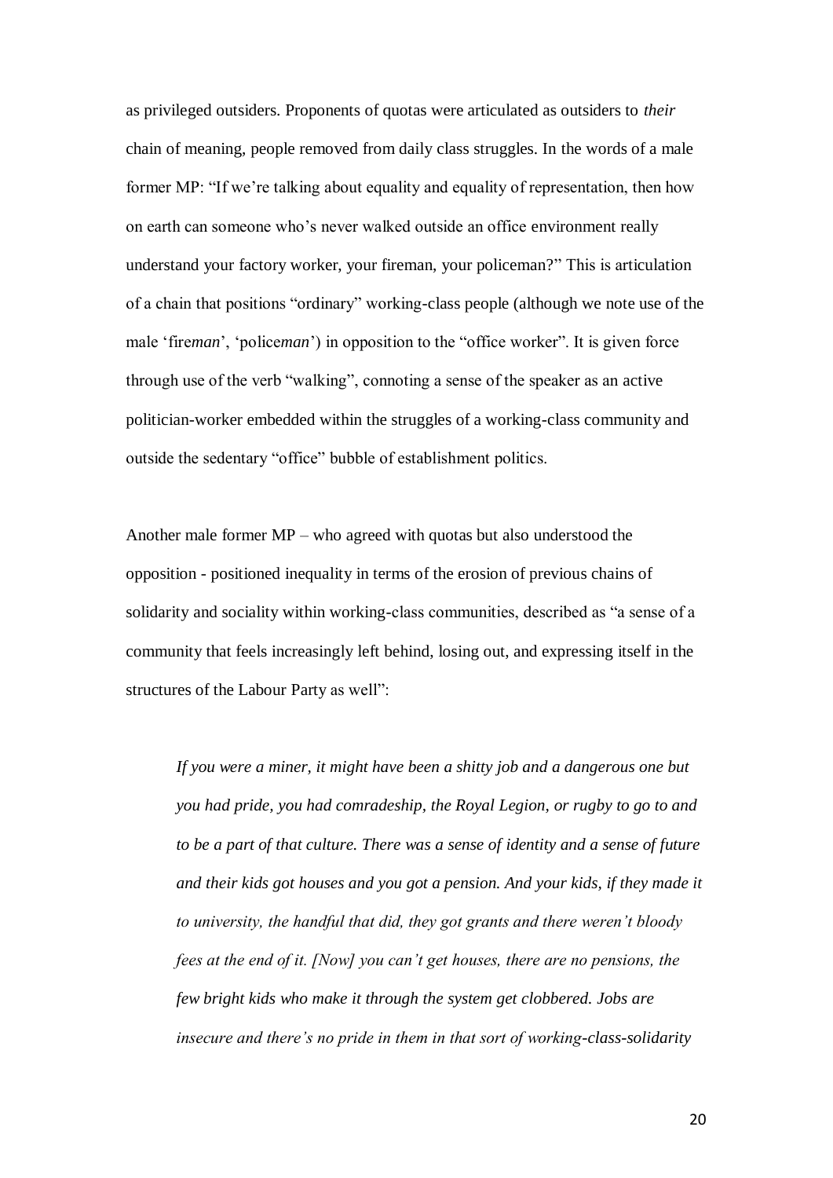as privileged outsiders. Proponents of quotas were articulated as outsiders to *their* chain of meaning, people removed from daily class struggles. In the words of a male former MP: "If we're talking about equality and equality of representation, then how on earth can someone who's never walked outside an office environment really understand your factory worker, your fireman, your policeman?" This is articulation of a chain that positions "ordinary" working-class people (although we note use of the male 'fire*man*', 'police*man*') in opposition to the "office worker". It is given force through use of the verb "walking", connoting a sense of the speaker as an active politician-worker embedded within the struggles of a working-class community and outside the sedentary "office" bubble of establishment politics.

Another male former MP – who agreed with quotas but also understood the opposition - positioned inequality in terms of the erosion of previous chains of solidarity and sociality within working-class communities, described as "a sense of a community that feels increasingly left behind, losing out, and expressing itself in the structures of the Labour Party as well":

> *If you were a miner, it might have been a shitty job and a dangerous one but you had pride, you had comradeship, the Royal Legion, or rugby to go to and to be a part of that culture. There was a sense of identity and a sense of future and their kids got houses and you got a pension. And your kids, if they made it to university, the handful that did, they got grants and there weren't bloody fees at the end of it. [Now] you can't get houses, there are no pensions, the few bright kids who make it through the system get clobbered. Jobs are insecure and there's no pride in them in that sort of working-class-solidarity*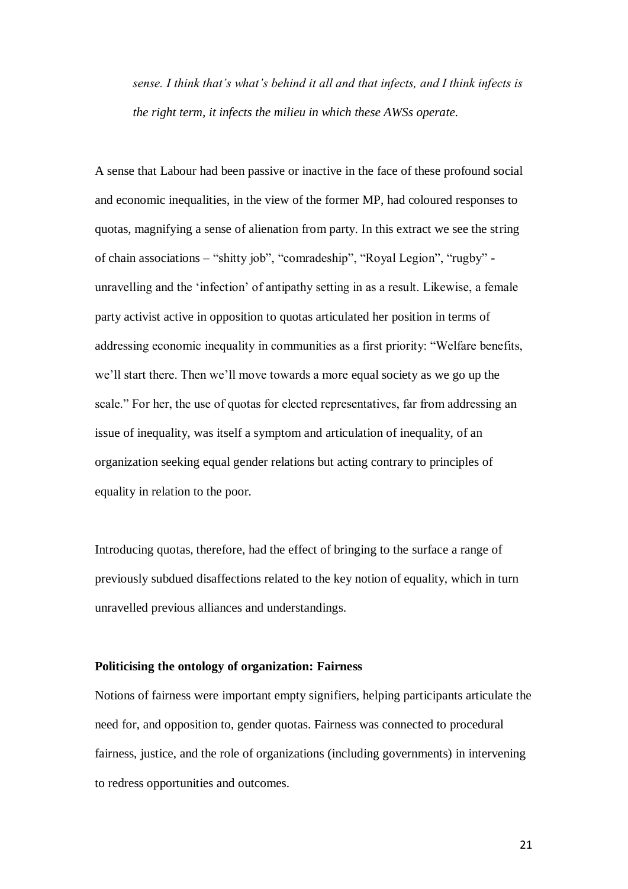*sense. I think that's what's behind it all and that infects, and I think infects is the right term, it infects the milieu in which these AWSs operate.*

A sense that Labour had been passive or inactive in the face of these profound social and economic inequalities, in the view of the former MP, had coloured responses to quotas, magnifying a sense of alienation from party. In this extract we see the string of chain associations – "shitty job", "comradeship", "Royal Legion", "rugby" - unravelling and the 'infection' of antipathy setting in as a result. Likewise, a female party activist active in opposition to quotas articulated her position in terms of addressing economic inequality in communities as a first priority: "Welfare benefits, we'll start there. Then we'll move towards a more equal society as we go up the scale." For her, the use of quotas for elected representatives, far from addressing an issue of inequality, was itself a symptom and articulation of inequality, of an organization seeking equal gender relations but acting contrary to principles of equality in relation to the poor.

Introducing quotas, therefore, had the effect of bringing to the surface a range of previously subdued disaffections related to the key notion of equality, which in turn unravelled previous alliances and understandings.

**Politicising the ontology of organization: Fairness**

Notions of fairness were important empty signifiers, helping participants articulate the need for, and opposition to, gender quotas. Fairness was connected to procedural fairness, justice, and the role of organizations (including governments) in intervening to redress opportunities and outcomes.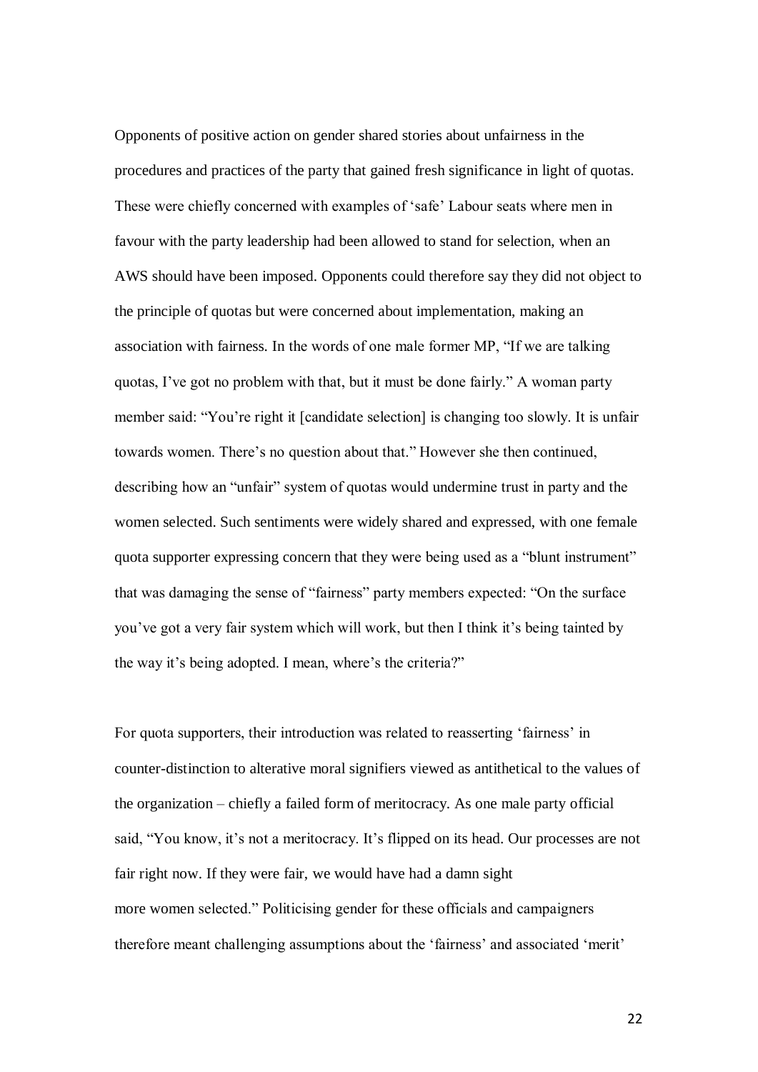Opponents of positive action on gender shared stories about unfairness in the procedures and practices of the party that gained fresh significance in light of quotas. These were chiefly concerned with examples of 'safe' Labour seats where men in favour with the party leadership had been allowed to stand for selection, when an AWS should have been imposed. Opponents could therefore say they did not object to the principle of quotas but were concerned about implementation, making an association with fairness. In the words of one male former MP, "If we are talking quotas, I've got no problem with that, but it must be done fairly." A woman party member said: "You're right it [candidate selection] is changing too slowly. It is unfair towards women. There's no question about that." However she then continued, describing how an "unfair" system of quotas would undermine trust in party and the women selected. Such sentiments were widely shared and expressed, with one female quota supporter expressing concern that they were being used as a "blunt instrument" that was damaging the sense of "fairness" party members expected: "On the surface you've got a very fair system which will work, but then I think it's being tainted by the way it's being adopted. I mean, where's the criteria?"

For quota supporters, their introduction was related to reasserting 'fairness' in counter-distinction to alterative moral signifiers viewed as antithetical to the values of the organization – chiefly a failed form of meritocracy. As one male party official said, "You know, it's not a meritocracy. It's flipped on its head. Our processes are not fair right now. If they were fair, we would have had a damn sight more women selected." Politicising gender for these officials and campaigners therefore meant challenging assumptions about the 'fairness' and associated 'merit'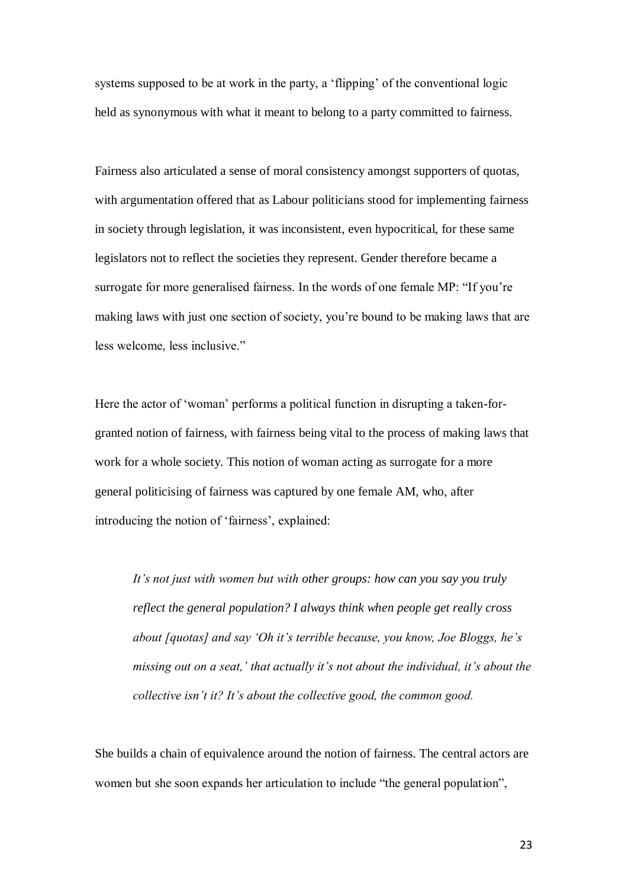systems supposed to be at work in the party, a 'flipping' of the conventional logic held as synonymous with what it meant to belong to a party committed to fairness.

Fairness also articulated a sense of moral consistency amongst supporters of quotas, with argumentation offered that as Labour politicians stood for implementing fairness in society through legislation, it was inconsistent, even hypocritical, for these same legislators not to reflect the societies they represent. Gender therefore became a surrogate for more generalised fairness. In the words of one female MP: "If you're making laws with just one section of society, you're bound to be making laws that are less welcome, less inclusive."

Here the actor of 'woman' performs a political function in disrupting a taken-for-granted notion of fairness, with fairness being vital to the process of making laws that work for a whole society. This notion of woman acting as surrogate for a more general politicising of fairness was captured by one female AM, who, after introducing the notion of 'fairness', explained:

> *It's not just with women but with other groups: how can you say you truly reflect the general population? I always think when people get really cross about [quotas] and say 'Oh it's terrible because, you know, Joe Bloggs, he's missing out on a seat,' that actually it's not about the individual, it's about the collective isn't it? It's about the collective good, the common good.*

She builds a chain of equivalence around the notion of fairness. The central actors are women but she soon expands her articulation to include "the general population",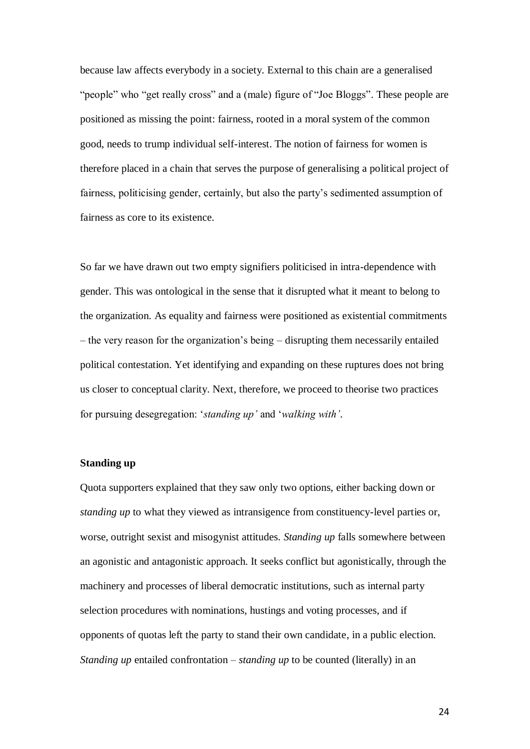because law affects everybody in a society. External to this chain are a generalised "people" who "get really cross" and a (male) figure of "Joe Bloggs". These people are positioned as missing the point: fairness, rooted in a moral system of the common good, needs to trump individual self-interest. The notion of fairness for women is therefore placed in a chain that serves the purpose of generalising a political project of fairness, politicising gender, certainly, but also the party's sedimented assumption of fairness as core to its existence.

So far we have drawn out two empty signifiers politicised in intra-dependence with gender. This was ontological in the sense that it disrupted what it meant to belong to the organization. As equality and fairness were positioned as existential commitments – the very reason for the organization's being – disrupting them necessarily entailed political contestation. Yet identifying and expanding on these ruptures does not bring us closer to conceptual clarity. Next, therefore, we proceed to theorise two practices for pursuing desegregation: '*standing up'* and '*walking with'*.

**Standing up**

Quota supporters explained that they saw only two options, either backing down or *standing up* to what they viewed as intransigence from constituency-level parties or, worse, outright sexist and misogynist attitudes. *Standing up* falls somewhere between an agonistic and antagonistic approach. It seeks conflict but agonistically, through the machinery and processes of liberal democratic institutions, such as internal party selection procedures with nominations, hustings and voting processes, and if opponents of quotas left the party to stand their own candidate, in a public election. *Standing up* entailed confrontation – *standing up* to be counted (literally) in an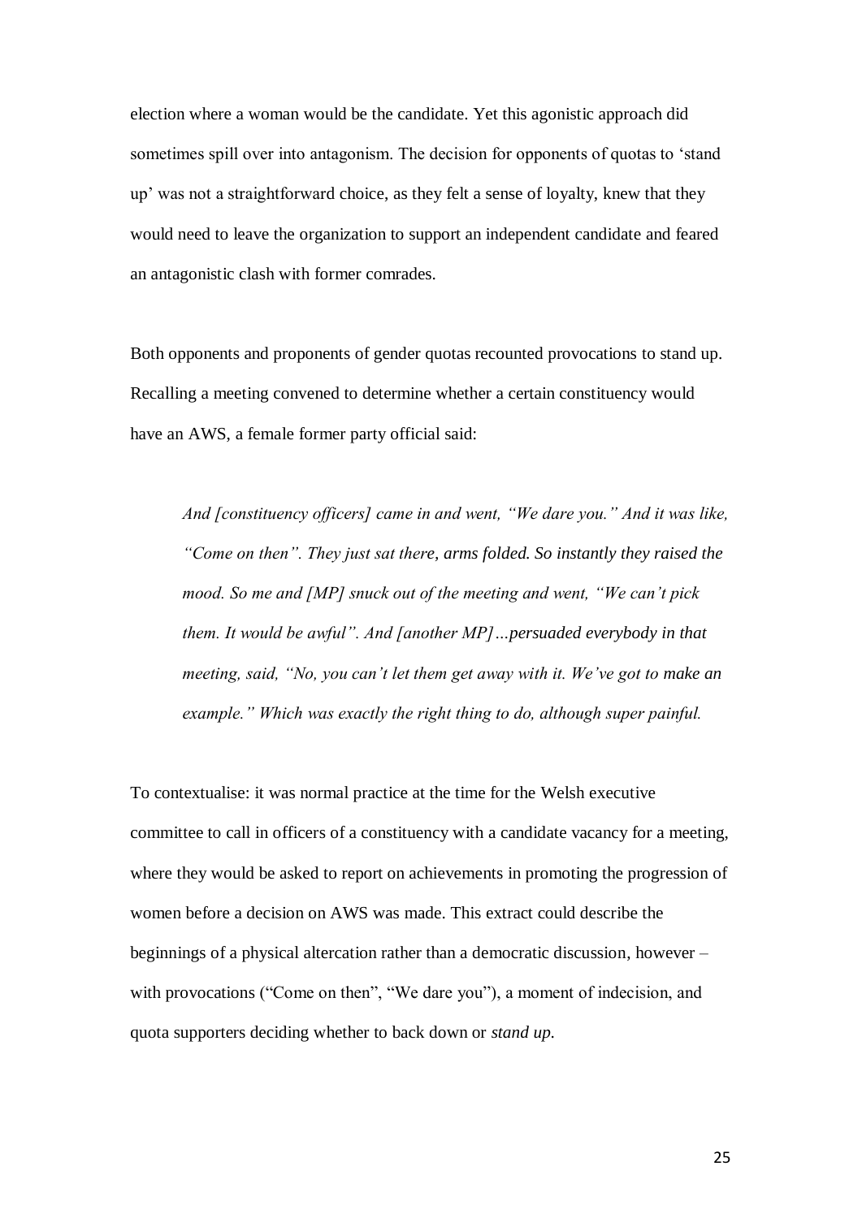election where a woman would be the candidate. Yet this agonistic approach did sometimes spill over into antagonism. The decision for opponents of quotas to 'stand up' was not a straightforward choice, as they felt a sense of loyalty, knew that they would need to leave the organization to support an independent candidate and feared an antagonistic clash with former comrades.

Both opponents and proponents of gender quotas recounted provocations to stand up. Recalling a meeting convened to determine whether a certain constituency would have an AWS, a female former party official said:

> *And [constituency officers] came in and went, "We dare you." And it was like, "Come on then". They just sat there, arms folded. So instantly they raised the mood. So me and [MP] snuck out of the meeting and went, "We can't pick them. It would be awful". And [another MP]…persuaded everybody in that meeting, said, "No, you can't let them get away with it. We've got to make an example." Which was exactly the right thing to do, although super painful.*

To contextualise: it was normal practice at the time for the Welsh executive committee to call in officers of a constituency with a candidate vacancy for a meeting, where they would be asked to report on achievements in promoting the progression of women before a decision on AWS was made. This extract could describe the beginnings of a physical altercation rather than a democratic discussion, however – with provocations ("Come on then", "We dare you"), a moment of indecision, and quota supporters deciding whether to back down or *stand up.*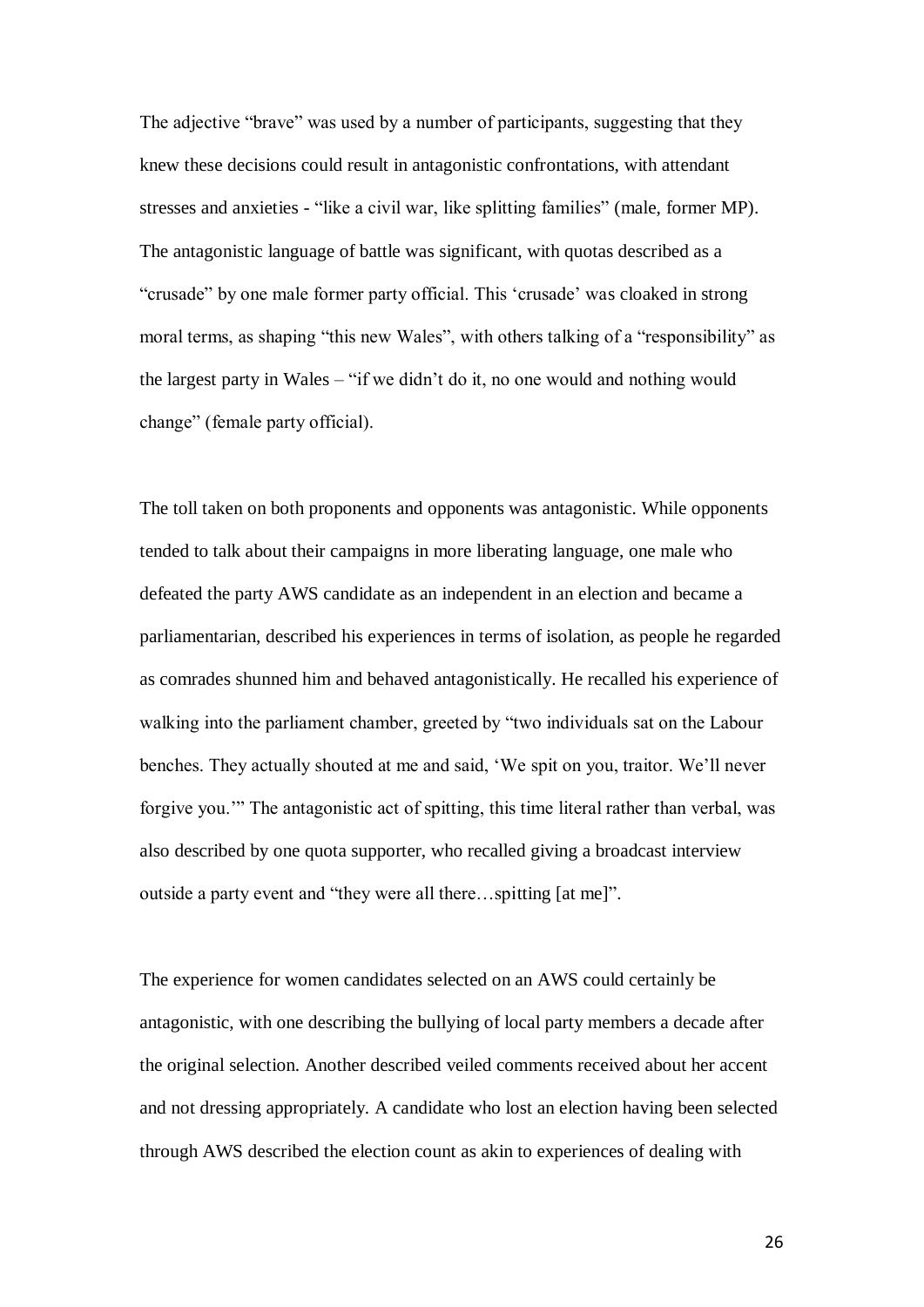The adjective "brave" was used by a number of participants, suggesting that they knew these decisions could result in antagonistic confrontations, with attendant stresses and anxieties - "like a civil war, like splitting families" (male, former MP). The antagonistic language of battle was significant, with quotas described as a "crusade" by one male former party official. This 'crusade' was cloaked in strong moral terms, as shaping "this new Wales", with others talking of a "responsibility" as the largest party in Wales – "if we didn't do it, no one would and nothing would change" (female party official).

The toll taken on both proponents and opponents was antagonistic. While opponents tended to talk about their campaigns in more liberating language, one male who defeated the party AWS candidate as an independent in an election and became a parliamentarian, described his experiences in terms of isolation, as people he regarded as comrades shunned him and behaved antagonistically. He recalled his experience of walking into the parliament chamber, greeted by "two individuals sat on the Labour benches. They actually shouted at me and said, 'We spit on you, traitor. We'll never forgive you.'" The antagonistic act of spitting, this time literal rather than verbal, was also described by one quota supporter, who recalled giving a broadcast interview outside a party event and "they were all there…spitting [at me]".

The experience for women candidates selected on an AWS could certainly be antagonistic, with one describing the bullying of local party members a decade after the original selection. Another described veiled comments received about her accent and not dressing appropriately. A candidate who lost an election having been selected through AWS described the election count as akin to experiences of dealing with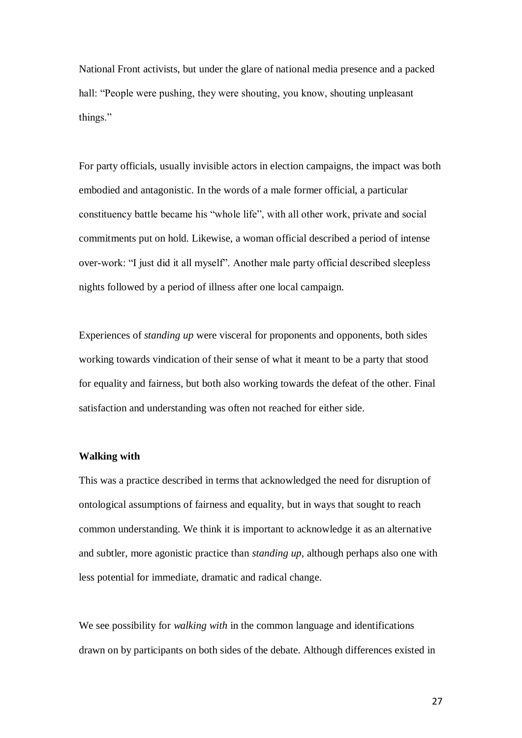National Front activists, but under the glare of national media presence and a packed hall: “People were pushing, they were shouting, you know, shouting unpleasant things.”

For party officials, usually invisible actors in election campaigns, the impact was both embodied and antagonistic. In the words of a male former official, a particular constituency battle became his “whole life”, with all other work, private and social commitments put on hold. Likewise, a woman official described a period of intense over-work: “I just did it all myself”. Another male party official described sleepless nights followed by a period of illness after one local campaign.

Experiences of *standing up* were visceral for proponents and opponents, both sides working towards vindication of their sense of what it meant to be a party that stood for equality and fairness, but both also working towards the defeat of the other. Final satisfaction and understanding was often not reached for either side.

**Walking with**

This was a practice described in terms that acknowledged the need for disruption of ontological assumptions of fairness and equality, but in ways that sought to reach common understanding. We think it is important to acknowledge it as an alternative and subtler, more agonistic practice than *standing up*, although perhaps also one with less potential for immediate, dramatic and radical change.

We see possibility for *walking with* in the common language and identifications drawn on by participants on both sides of the debate. Although differences existed in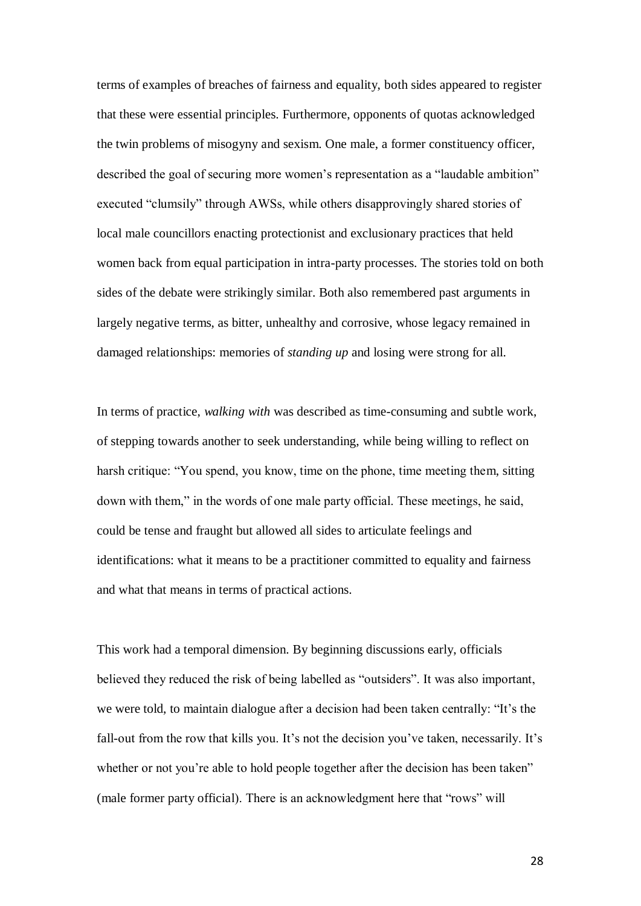terms of examples of breaches of fairness and equality, both sides appeared to register that these were essential principles. Furthermore, opponents of quotas acknowledged the twin problems of misogyny and sexism. One male, a former constituency officer, described the goal of securing more women's representation as a "laudable ambition" executed "clumsily" through AWSs, while others disapprovingly shared stories of local male councillors enacting protectionist and exclusionary practices that held women back from equal participation in intra-party processes. The stories told on both sides of the debate were strikingly similar. Both also remembered past arguments in largely negative terms, as bitter, unhealthy and corrosive, whose legacy remained in damaged relationships: memories of *standing up* and losing were strong for all.

In terms of practice, *walking with* was described as time-consuming and subtle work, of stepping towards another to seek understanding, while being willing to reflect on harsh critique: "You spend, you know, time on the phone, time meeting them, sitting down with them," in the words of one male party official. These meetings, he said, could be tense and fraught but allowed all sides to articulate feelings and identifications: what it means to be a practitioner committed to equality and fairness and what that means in terms of practical actions.

This work had a temporal dimension. By beginning discussions early, officials believed they reduced the risk of being labelled as "outsiders". It was also important, we were told, to maintain dialogue after a decision had been taken centrally: "It's the fall-out from the row that kills you. It's not the decision you've taken, necessarily. It's whether or not you're able to hold people together after the decision has been taken" (male former party official). There is an acknowledgment here that "rows" will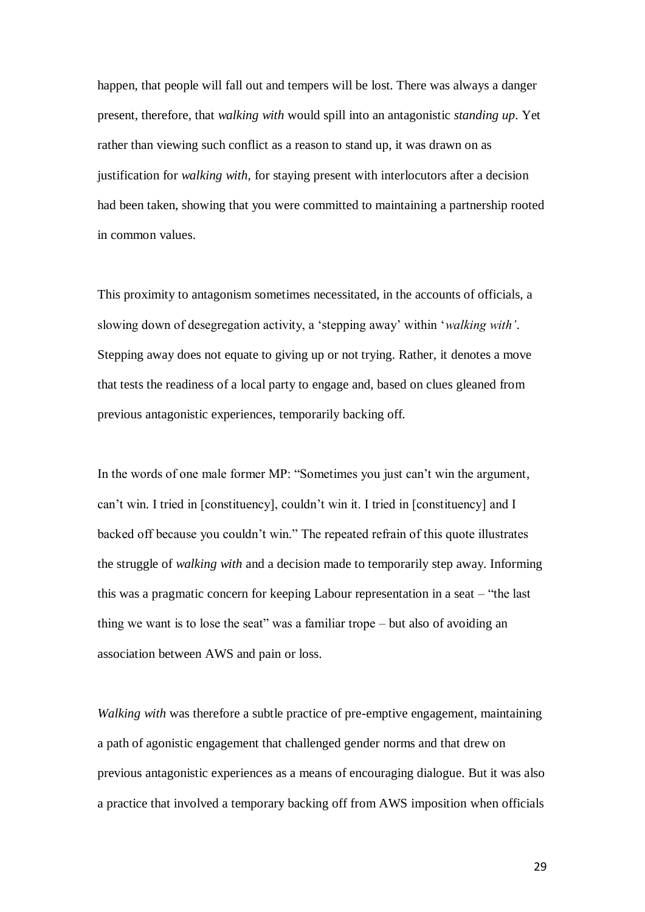happen, that people will fall out and tempers will be lost. There was always a danger present, therefore, that *walking with* would spill into an antagonistic *standing up*. Yet rather than viewing such conflict as a reason to stand up, it was drawn on as justification for *walking with*, for staying present with interlocutors after a decision had been taken, showing that you were committed to maintaining a partnership rooted in common values.

This proximity to antagonism sometimes necessitated, in the accounts of officials, a slowing down of desegregation activity, a 'stepping away' within '*walking with'*. Stepping away does not equate to giving up or not trying. Rather, it denotes a move that tests the readiness of a local party to engage and, based on clues gleaned from previous antagonistic experiences, temporarily backing off.

In the words of one male former MP: "Sometimes you just can't win the argument, can't win. I tried in [constituency], couldn't win it. I tried in [constituency] and I backed off because you couldn't win." The repeated refrain of this quote illustrates the struggle of *walking with* and a decision made to temporarily step away. Informing this was a pragmatic concern for keeping Labour representation in a seat – "the last thing we want is to lose the seat" was a familiar trope – but also of avoiding an association between AWS and pain or loss.

*Walking with* was therefore a subtle practice of pre-emptive engagement, maintaining a path of agonistic engagement that challenged gender norms and that drew on previous antagonistic experiences as a means of encouraging dialogue. But it was also a practice that involved a temporary backing off from AWS imposition when officials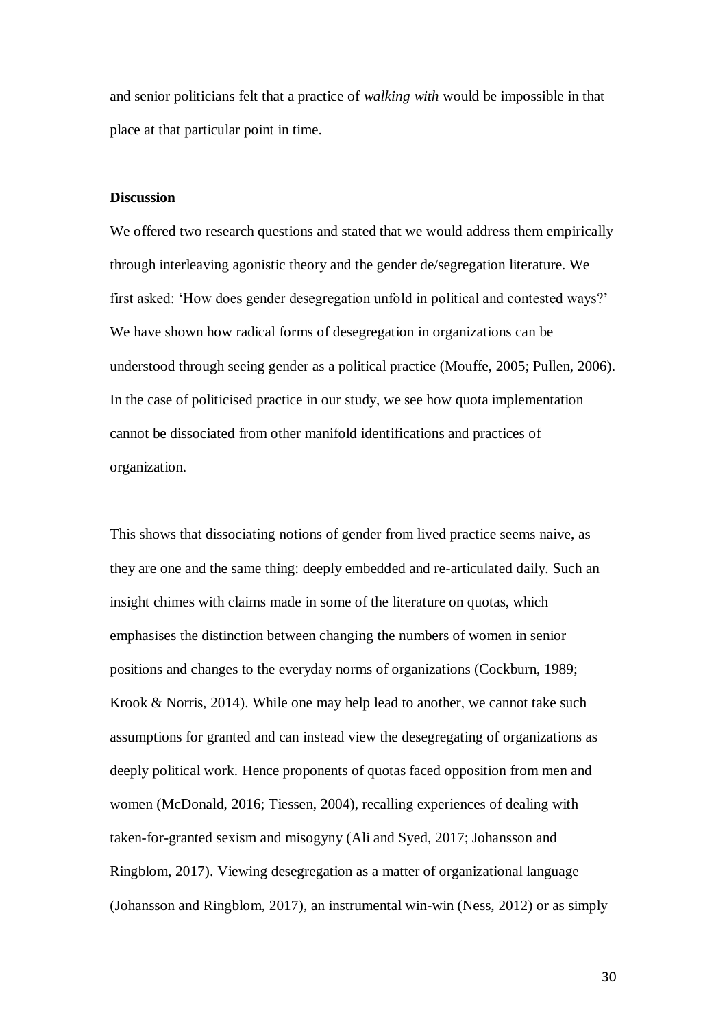and senior politicians felt that a practice of *walking with* would be impossible in that place at that particular point in time.

**Discussion**

We offered two research questions and stated that we would address them empirically through interleaving agonistic theory and the gender de/segregation literature. We first asked: 'How does gender desegregation unfold in political and contested ways?' We have shown how radical forms of desegregation in organizations can be understood through seeing gender as a political practice (Mouffe, 2005; Pullen, 2006). In the case of politicised practice in our study, we see how quota implementation cannot be dissociated from other manifold identifications and practices of organization.

This shows that dissociating notions of gender from lived practice seems naive, as they are one and the same thing: deeply embedded and re-articulated daily. Such an insight chimes with claims made in some of the literature on quotas, which emphasises the distinction between changing the numbers of women in senior positions and changes to the everyday norms of organizations (Cockburn, 1989; Krook & Norris, 2014). While one may help lead to another, we cannot take such assumptions for granted and can instead view the desegregating of organizations as deeply political work. Hence proponents of quotas faced opposition from men and women (McDonald, 2016; Tiessen, 2004), recalling experiences of dealing with taken-for-granted sexism and misogyny (Ali and Syed, 2017; Johansson and Ringblom, 2017). Viewing desegregation as a matter of organizational language (Johansson and Ringblom, 2017), an instrumental win-win (Ness, 2012) or as simply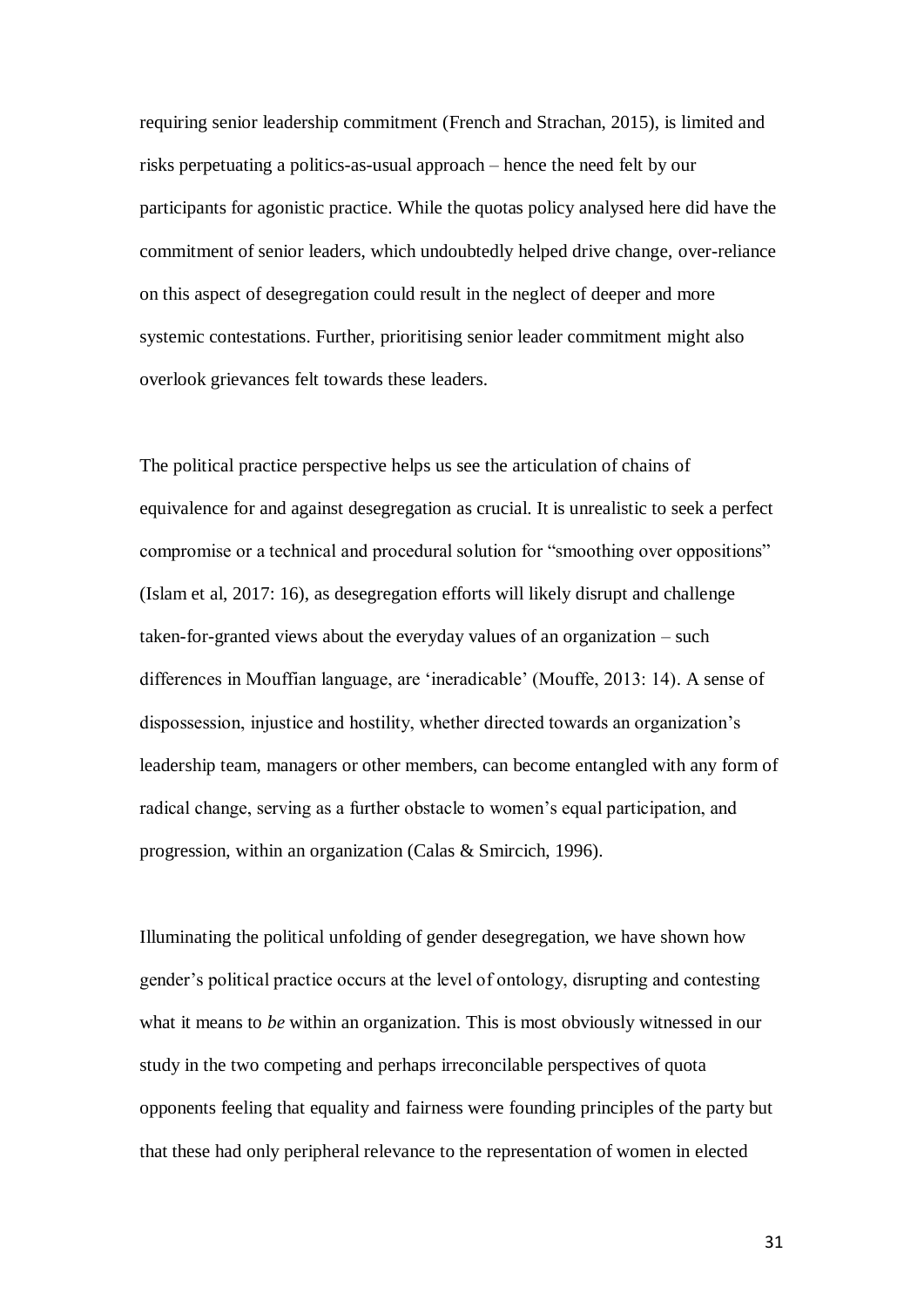requiring senior leadership commitment (French and Strachan, 2015), is limited and risks perpetuating a politics-as-usual approach – hence the need felt by our participants for agonistic practice. While the quotas policy analysed here did have the commitment of senior leaders, which undoubtedly helped drive change, over-reliance on this aspect of desegregation could result in the neglect of deeper and more systemic contestations. Further, prioritising senior leader commitment might also overlook grievances felt towards these leaders.

The political practice perspective helps us see the articulation of chains of equivalence for and against desegregation as crucial. It is unrealistic to seek a perfect compromise or a technical and procedural solution for "smoothing over oppositions" (Islam et al, 2017: 16), as desegregation efforts will likely disrupt and challenge taken-for-granted views about the everyday values of an organization – such differences in Mouffian language, are 'ineradicable' (Mouffe, 2013: 14). A sense of dispossession, injustice and hostility, whether directed towards an organization's leadership team, managers or other members, can become entangled with any form of radical change, serving as a further obstacle to women's equal participation, and progression, within an organization (Calas & Smircich, 1996).

Illuminating the political unfolding of gender desegregation, we have shown how gender's political practice occurs at the level of ontology, disrupting and contesting what it means to *be* within an organization. This is most obviously witnessed in our study in the two competing and perhaps irreconcilable perspectives of quota opponents feeling that equality and fairness were founding principles of the party but that these had only peripheral relevance to the representation of women in elected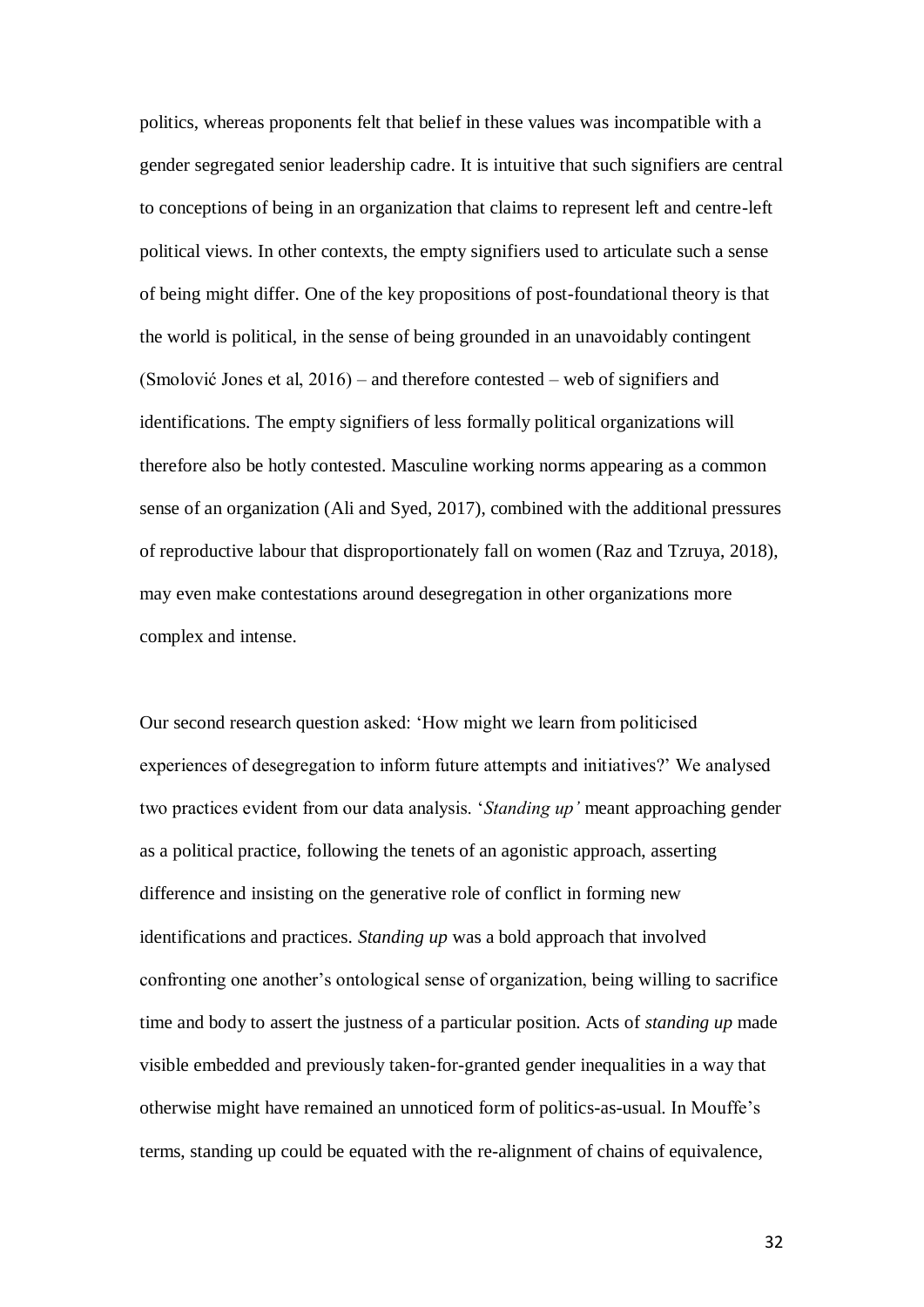politics, whereas proponents felt that belief in these values was incompatible with a gender segregated senior leadership cadre. It is intuitive that such signifiers are central to conceptions of being in an organization that claims to represent left and centre-left political views. In other contexts, the empty signifiers used to articulate such a sense of being might differ. One of the key propositions of post-foundational theory is that the world is political, in the sense of being grounded in an unavoidably contingent (Smolović Jones et al, 2016) – and therefore contested – web of signifiers and identifications. The empty signifiers of less formally political organizations will therefore also be hotly contested. Masculine working norms appearing as a common sense of an organization (Ali and Syed, 2017), combined with the additional pressures of reproductive labour that disproportionately fall on women (Raz and Tzruya, 2018), may even make contestations around desegregation in other organizations more complex and intense.

Our second research question asked: 'How might we learn from politicised experiences of desegregation to inform future attempts and initiatives?' We analysed two practices evident from our data analysis. '*Standing up'* meant approaching gender as a political practice, following the tenets of an agonistic approach, asserting difference and insisting on the generative role of conflict in forming new identifications and practices. *Standing up* was a bold approach that involved confronting one another's ontological sense of organization, being willing to sacrifice time and body to assert the justness of a particular position. Acts of *standing up* made visible embedded and previously taken-for-granted gender inequalities in a way that otherwise might have remained an unnoticed form of politics-as-usual. In Mouffe's terms, standing up could be equated with the re-alignment of chains of equivalence,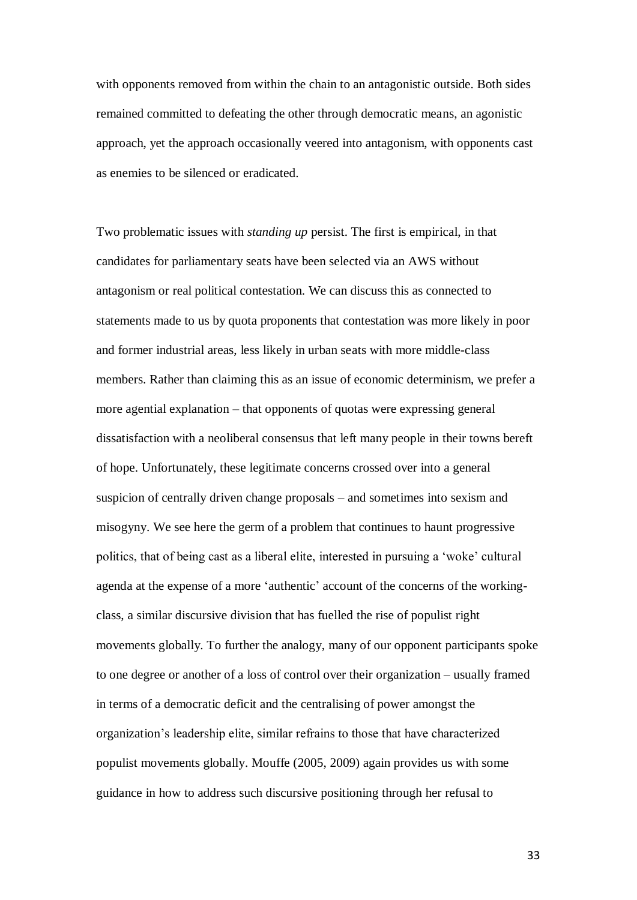with opponents removed from within the chain to an antagonistic outside. Both sides remained committed to defeating the other through democratic means, an agonistic approach, yet the approach occasionally veered into antagonism, with opponents cast as enemies to be silenced or eradicated.

Two problematic issues with *standing up* persist. The first is empirical, in that candidates for parliamentary seats have been selected via an AWS without antagonism or real political contestation. We can discuss this as connected to statements made to us by quota proponents that contestation was more likely in poor and former industrial areas, less likely in urban seats with more middle-class members. Rather than claiming this as an issue of economic determinism, we prefer a more agential explanation – that opponents of quotas were expressing general dissatisfaction with a neoliberal consensus that left many people in their towns bereft of hope. Unfortunately, these legitimate concerns crossed over into a general suspicion of centrally driven change proposals – and sometimes into sexism and misogyny. We see here the germ of a problem that continues to haunt progressive politics, that of being cast as a liberal elite, interested in pursuing a 'woke' cultural agenda at the expense of a more 'authentic' account of the concerns of the working-class, a similar discursive division that has fuelled the rise of populist right movements globally. To further the analogy, many of our opponent participants spoke to one degree or another of a loss of control over their organization – usually framed in terms of a democratic deficit and the centralising of power amongst the organization's leadership elite, similar refrains to those that have characterized populist movements globally. Mouffe (2005, 2009) again provides us with some guidance in how to address such discursive positioning through her refusal to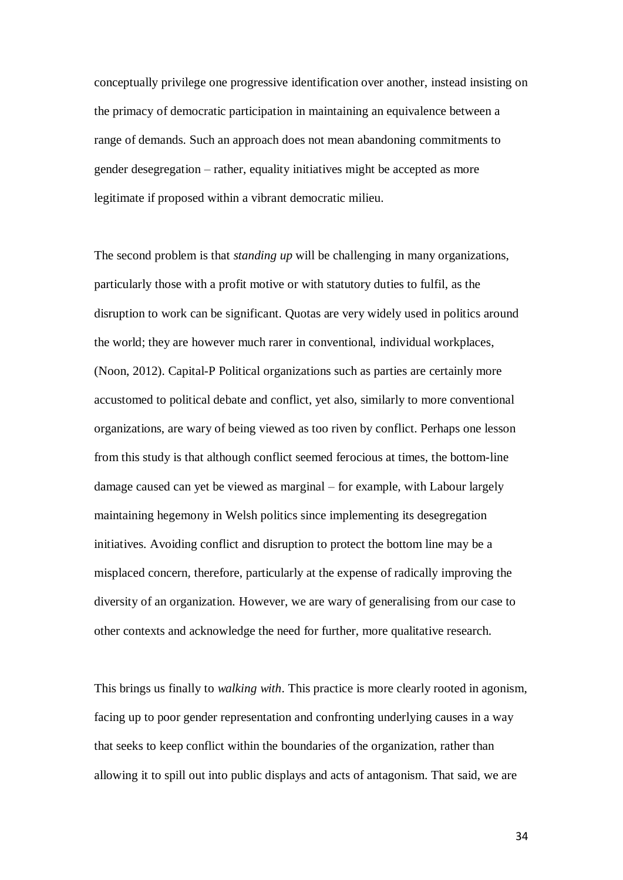conceptually privilege one progressive identification over another, instead insisting on the primacy of democratic participation in maintaining an equivalence between a range of demands. Such an approach does not mean abandoning commitments to gender desegregation – rather, equality initiatives might be accepted as more legitimate if proposed within a vibrant democratic milieu.

The second problem is that *standing up* will be challenging in many organizations, particularly those with a profit motive or with statutory duties to fulfil, as the disruption to work can be significant. Quotas are very widely used in politics around the world; they are however much rarer in conventional, individual workplaces, (Noon, 2012). Capital-P Political organizations such as parties are certainly more accustomed to political debate and conflict, yet also, similarly to more conventional organizations, are wary of being viewed as too riven by conflict. Perhaps one lesson from this study is that although conflict seemed ferocious at times, the bottom-line damage caused can yet be viewed as marginal – for example, with Labour largely maintaining hegemony in Welsh politics since implementing its desegregation initiatives. Avoiding conflict and disruption to protect the bottom line may be a misplaced concern, therefore, particularly at the expense of radically improving the diversity of an organization. However, we are wary of generalising from our case to other contexts and acknowledge the need for further, more qualitative research.

This brings us finally to *walking with*. This practice is more clearly rooted in agonism, facing up to poor gender representation and confronting underlying causes in a way that seeks to keep conflict within the boundaries of the organization, rather than allowing it to spill out into public displays and acts of antagonism. That said, we are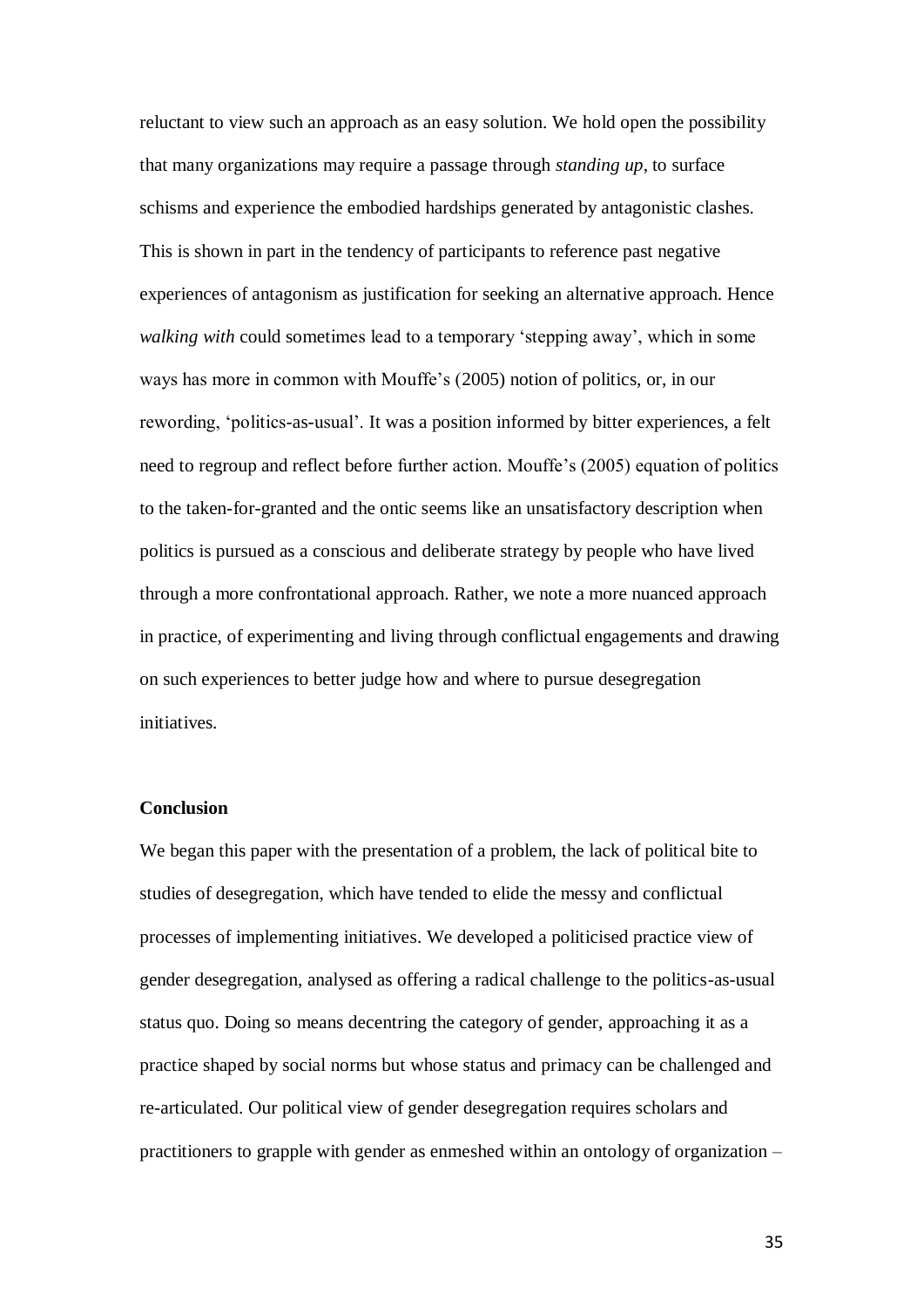reluctant to view such an approach as an easy solution. We hold open the possibility that many organizations may require a passage through *standing up*, to surface schisms and experience the embodied hardships generated by antagonistic clashes. This is shown in part in the tendency of participants to reference past negative experiences of antagonism as justification for seeking an alternative approach. Hence *walking with* could sometimes lead to a temporary 'stepping away', which in some ways has more in common with Mouffe's (2005) notion of politics, or, in our rewording, 'politics-as-usual'. It was a position informed by bitter experiences, a felt need to regroup and reflect before further action. Mouffe's (2005) equation of politics to the taken-for-granted and the ontic seems like an unsatisfactory description when politics is pursued as a conscious and deliberate strategy by people who have lived through a more confrontational approach. Rather, we note a more nuanced approach in practice, of experimenting and living through conflictual engagements and drawing on such experiences to better judge how and where to pursue desegregation initiatives.

## Conclusion

We began this paper with the presentation of a problem, the lack of political bite to studies of desegregation, which have tended to elide the messy and conflictual processes of implementing initiatives. We developed a politicised practice view of gender desegregation, analysed as offering a radical challenge to the politics-as-usual status quo. Doing so means decentring the category of gender, approaching it as a practice shaped by social norms but whose status and primacy can be challenged and re-articulated. Our political view of gender desegregation requires scholars and practitioners to grapple with gender as enmeshed within an ontology of organization –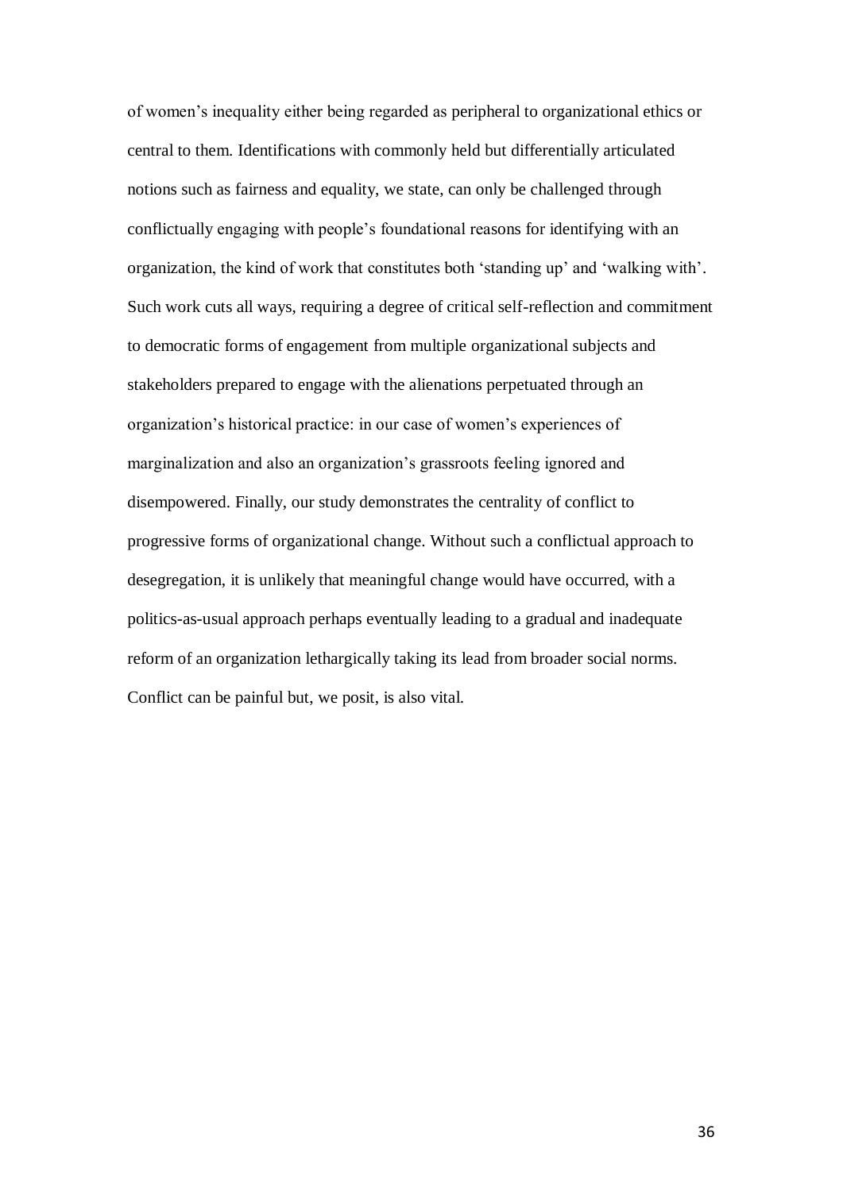of women's inequality either being regarded as peripheral to organizational ethics or central to them. Identifications with commonly held but differentially articulated notions such as fairness and equality, we state, can only be challenged through conflictually engaging with people's foundational reasons for identifying with an organization, the kind of work that constitutes both 'standing up' and 'walking with'. Such work cuts all ways, requiring a degree of critical self-reflection and commitment to democratic forms of engagement from multiple organizational subjects and stakeholders prepared to engage with the alienations perpetuated through an organization's historical practice: in our case of women's experiences of marginalization and also an organization's grassroots feeling ignored and disempowered. Finally, our study demonstrates the centrality of conflict to progressive forms of organizational change. Without such a conflictual approach to desegregation, it is unlikely that meaningful change would have occurred, with a politics-as-usual approach perhaps eventually leading to a gradual and inadequate reform of an organization lethargically taking its lead from broader social norms. Conflict can be painful but, we posit, is also vital.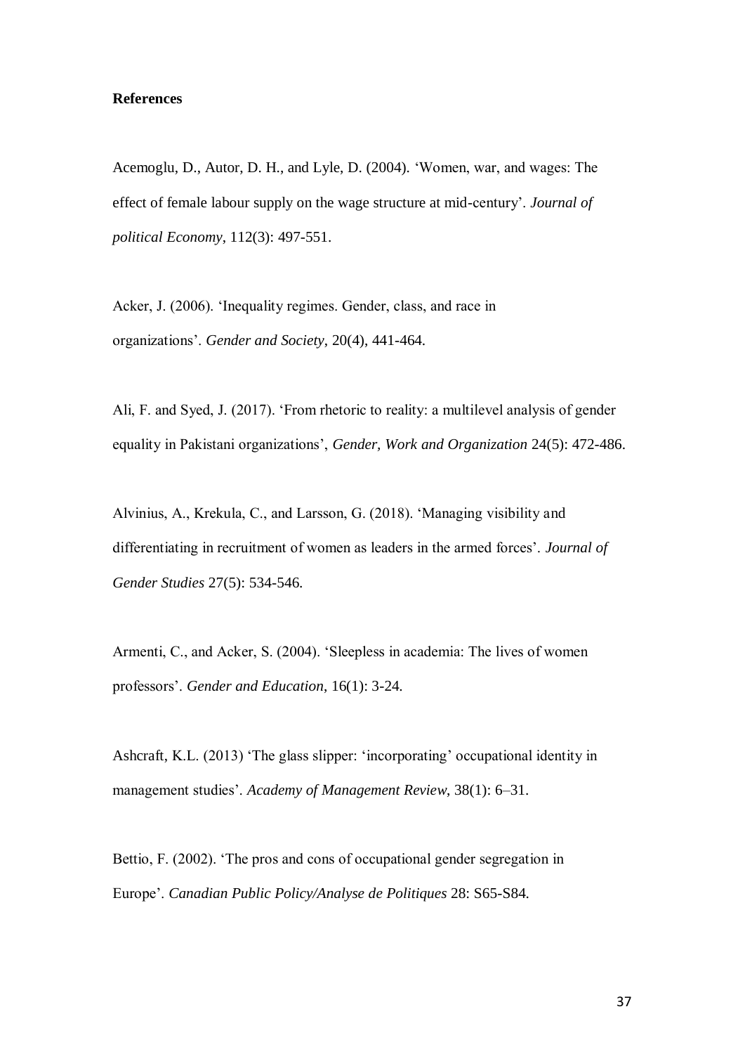**References**

Acemoglu, D., Autor, D. H., and Lyle, D. (2004). 'Women, war, and wages: The effect of female labour supply on the wage structure at mid-century'. *Journal of political Economy*, 112(3): 497-551.

Acker, J. (2006). 'Inequality regimes. Gender, class, and race in organizations'. *Gender and Society*, 20(4), 441-464.

Ali, F. and Syed, J. (2017). 'From rhetoric to reality: a multilevel analysis of gender equality in Pakistani organizations', *Gender, Work and Organization* 24(5): 472-486.

Alvinius, A., Krekula, C., and Larsson, G. (2018). 'Managing visibility and differentiating in recruitment of women as leaders in the armed forces'. *Journal of Gender Studies* 27(5): 534-546.

Armenti, C., and Acker, S. (2004). 'Sleepless in academia: The lives of women professors'. *Gender and Education*, 16(1): 3-24.

Ashcraft, K.L. (2013) 'The glass slipper: 'incorporating' occupational identity in management studies'. *Academy of Management Review*, 38(1): 6–31.

Bettio, F. (2002). 'The pros and cons of occupational gender segregation in Europe'. *Canadian Public Policy/Analyse de Politiques* 28: S65-S84.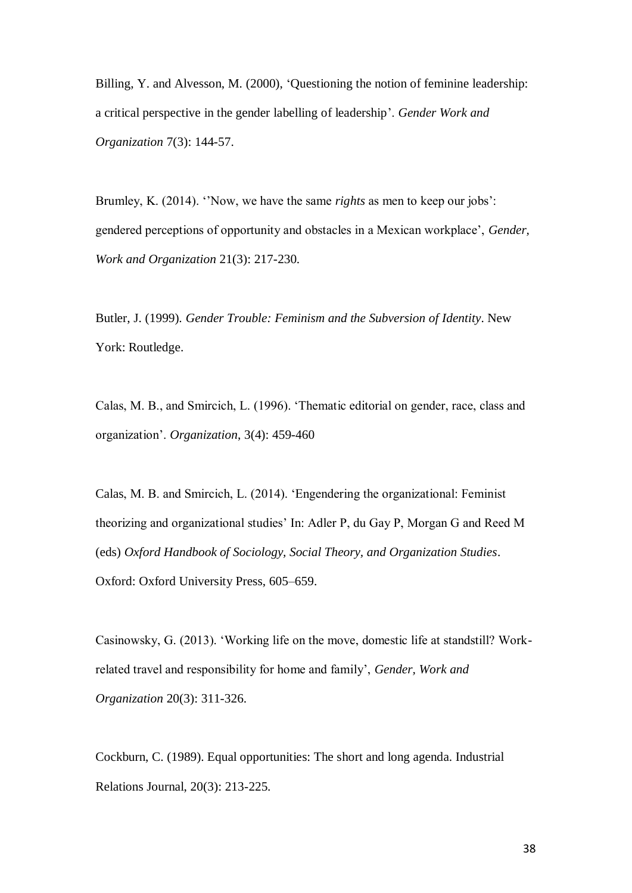Billing, Y. and Alvesson, M. (2000), 'Questioning the notion of feminine leadership: a critical perspective in the gender labelling of leadership'. *Gender Work and Organization* 7(3): 144-57.

Brumley, K. (2014). ''Now, we have the same *rights* as men to keep our jobs': gendered perceptions of opportunity and obstacles in a Mexican workplace', *Gender, Work and Organization* 21(3): 217-230.

Butler, J. (1999). *Gender Trouble: Feminism and the Subversion of Identity*. New York: Routledge.

Calas, M. B., and Smircich, L. (1996). 'Thematic editorial on gender, race, class and organization'. *Organization*, 3(4): 459-460

Calas, M. B. and Smircich, L. (2014). 'Engendering the organizational: Feminist theorizing and organizational studies' In: Adler P, du Gay P, Morgan G and Reed M (eds) *Oxford Handbook of Sociology, Social Theory, and Organization Studies*. Oxford: Oxford University Press, 605–659.

Casinowsky, G. (2013). 'Working life on the move, domestic life at standstill? Work-related travel and responsibility for home and family', *Gender, Work and Organization* 20(3): 311-326.

Cockburn, C. (1989). Equal opportunities: The short and long agenda. Industrial Relations Journal, 20(3): 213-225.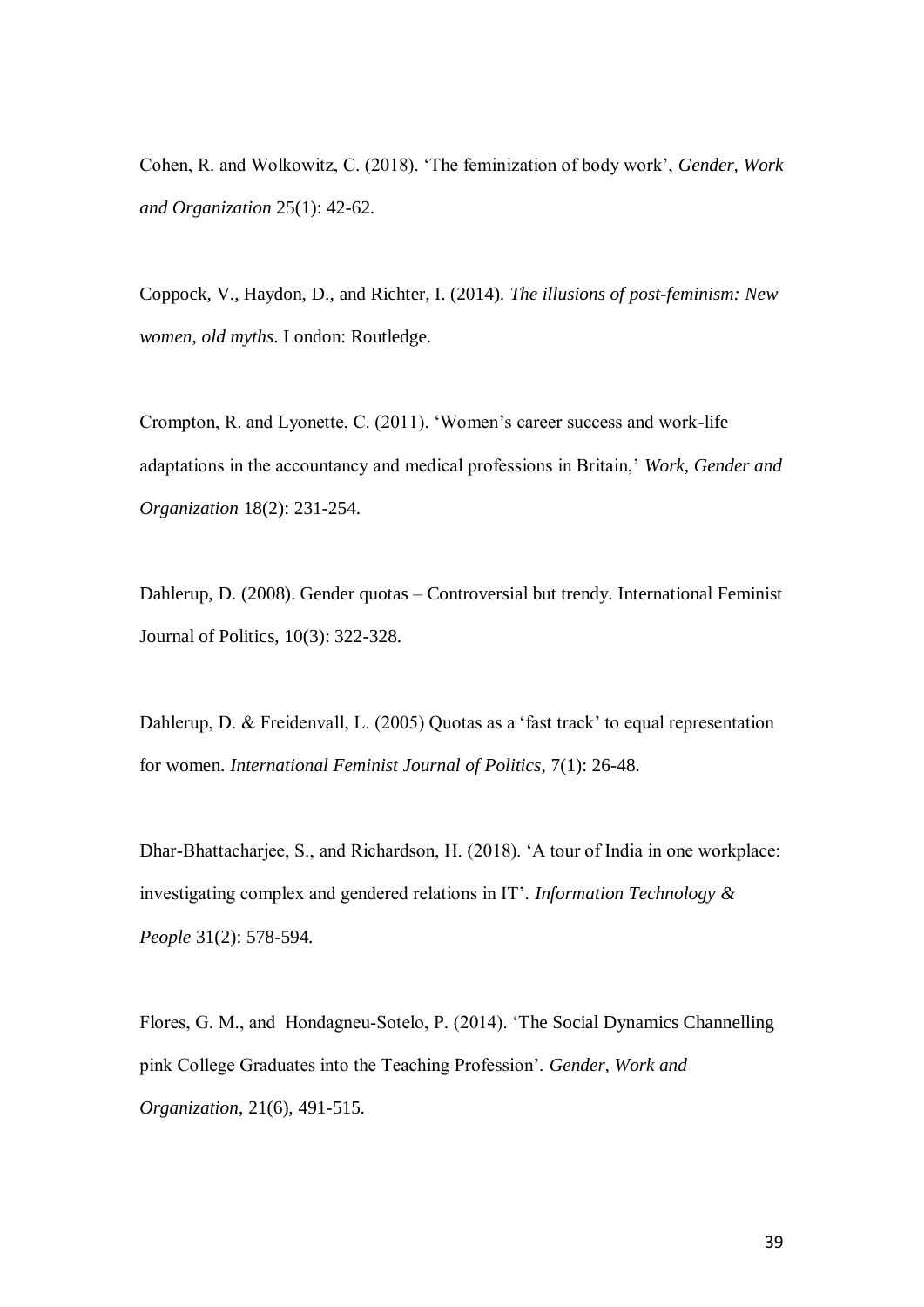Cohen, R. and Wolkowitz, C. (2018). 'The feminization of body work', *Gender, Work and Organization* 25(1): 42-62.

Coppock, V., Haydon, D., and Richter, I. (2014). *The illusions of post-feminism: New women, old myths*. London: Routledge.

Crompton, R. and Lyonette, C. (2011). 'Women's career success and work-life adaptations in the accountancy and medical professions in Britain,' *Work, Gender and Organization* 18(2): 231-254.

Dahlerup, D. (2008). Gender quotas – Controversial but trendy. International Feminist Journal of Politics, 10(3): 322-328.

Dahlerup, D. & Freidenvall, L. (2005) Quotas as a 'fast track' to equal representation for women. *International Feminist Journal of Politics*, 7(1): 26-48.

Dhar-Bhattacharjee, S., and Richardson, H. (2018). 'A tour of India in one workplace: investigating complex and gendered relations in IT'. *Information Technology & People* 31(2): 578-594.

Flores, G. M., and Hondagneu-Sotelo, P. (2014). 'The Social Dynamics Channelling pink College Graduates into the Teaching Profession'. *Gender, Work and Organization*, 21(6), 491-515.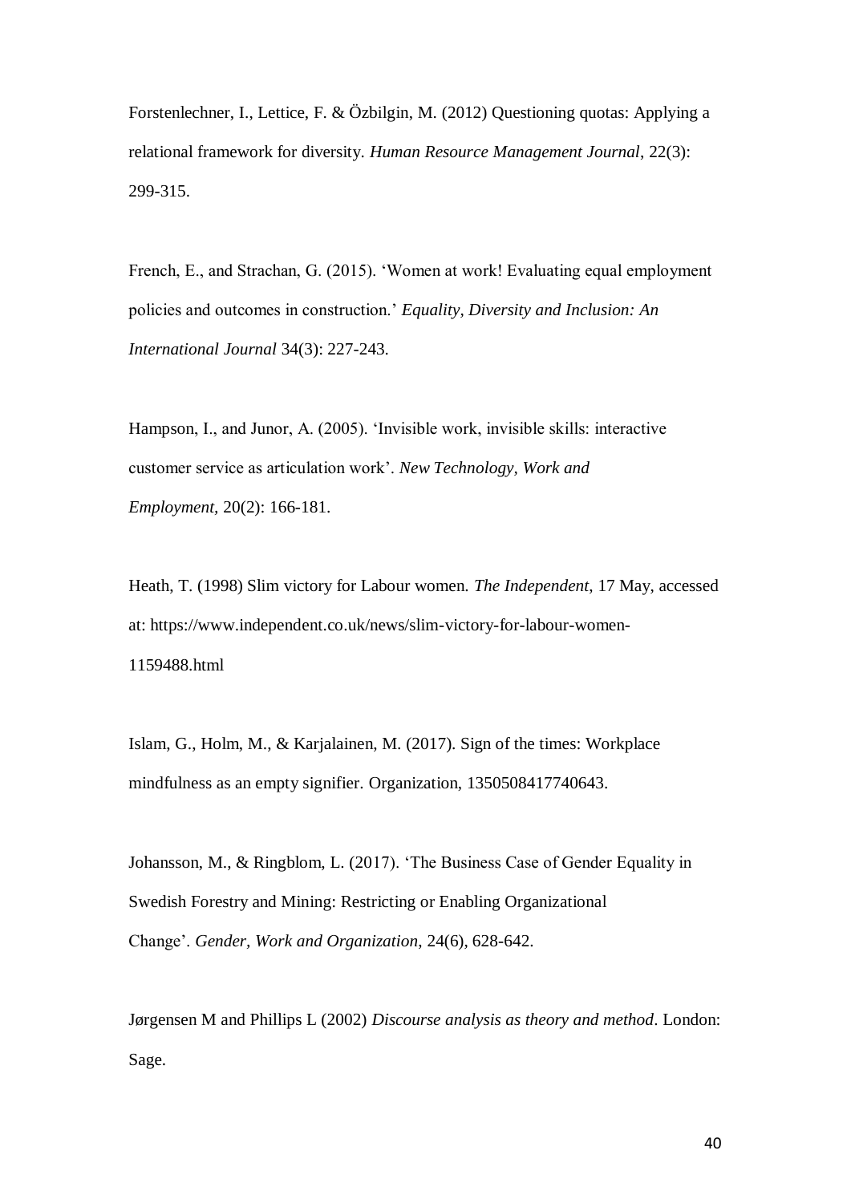Forstenlechner, I., Lettice, F. & Özbilgin, M. (2012) Questioning quotas: Applying a relational framework for diversity. *Human Resource Management Journal*, 22(3): 299-315.

French, E., and Strachan, G. (2015). 'Women at work! Evaluating equal employment policies and outcomes in construction.' *Equality, Diversity and Inclusion: An International Journal* 34(3): 227-243.

Hampson, I., and Junor, A. (2005). 'Invisible work, invisible skills: interactive customer service as articulation work'. *New Technology, Work and Employment*, 20(2): 166-181.

Heath, T. (1998) Slim victory for Labour women. *The Independent*, 17 May, accessed at: https://www.independent.co.uk/news/slim-victory-for-labour-women-1159488.html

Islam, G., Holm, M., & Karjalainen, M. (2017). Sign of the times: Workplace mindfulness as an empty signifier. Organization, 1350508417740643.

Johansson, M., & Ringblom, L. (2017). 'The Business Case of Gender Equality in Swedish Forestry and Mining: Restricting or Enabling Organizational Change'. *Gender, Work and Organization*, 24(6), 628-642.

Jørgensen M and Phillips L (2002) *Discourse analysis as theory and method*. London: Sage.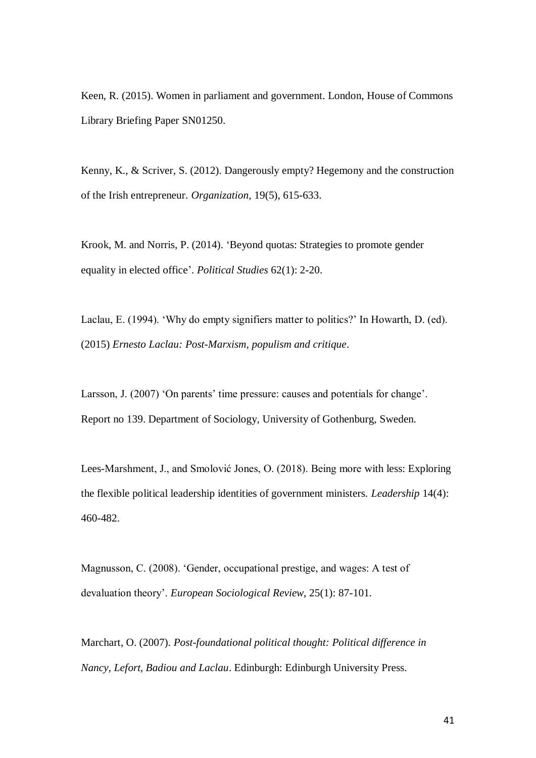Keen, R. (2015). Women in parliament and government. London, House of Commons Library Briefing Paper SN01250.

Kenny, K., & Scriver, S. (2012). Dangerously empty? Hegemony and the construction of the Irish entrepreneur. *Organization*, 19(5), 615-633.

Krook, M. and Norris, P. (2014). 'Beyond quotas: Strategies to promote gender equality in elected office'. *Political Studies* 62(1): 2-20.

Laclau, E. (1994). 'Why do empty signifiers matter to politics?' In Howarth, D. (ed). (2015) *Ernesto Laclau: Post-Marxism, populism and critique*.

Larsson, J. (2007) 'On parents' time pressure: causes and potentials for change'. Report no 139. Department of Sociology, University of Gothenburg, Sweden.

Lees-Marshment, J., and Smolović Jones, O. (2018). Being more with less: Exploring the flexible political leadership identities of government ministers. *Leadership* 14(4): 460-482.

Magnusson, C. (2008). 'Gender, occupational prestige, and wages: A test of devaluation theory'. *European Sociological Review*, 25(1): 87-101.

Marchart, O. (2007). *Post-foundational political thought: Political difference in Nancy, Lefort, Badiou and Laclau*. Edinburgh: Edinburgh University Press.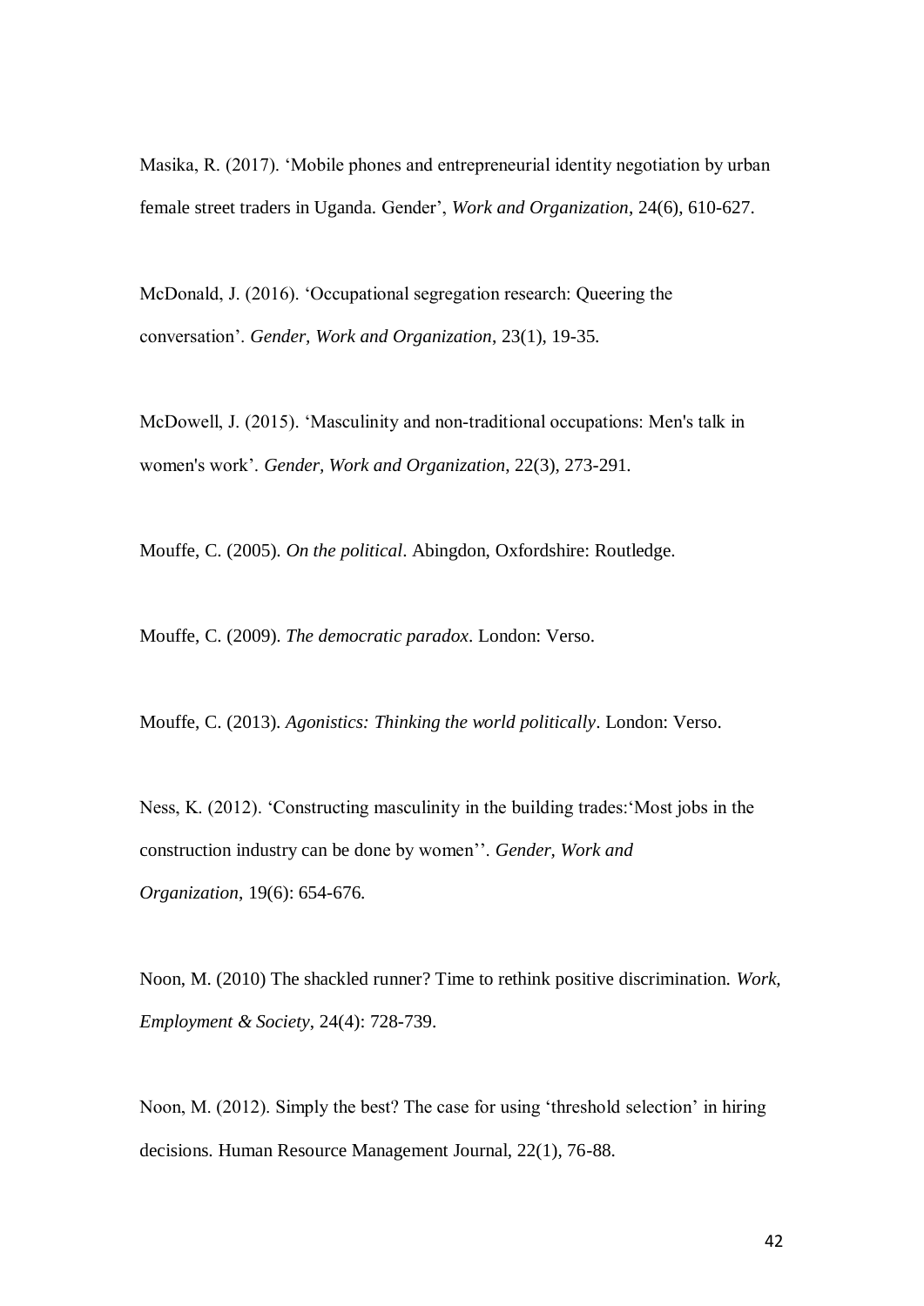Masika, R. (2017). ‘Mobile phones and entrepreneurial identity negotiation by urban female street traders in Uganda. Gender’, *Work and Organization*, 24(6), 610-627.

McDonald, J. (2016). ‘Occupational segregation research: Queering the conversation’. *Gender, Work and Organization*, 23(1), 19-35.

McDowell, J. (2015). ‘Masculinity and non-traditional occupations: Men's talk in women's work’. *Gender, Work and Organization*, 22(3), 273-291.

Mouffe, C. (2005). *On the political*. Abingdon, Oxfordshire: Routledge.

Mouffe, C. (2009). *The democratic paradox*. London: Verso.

Mouffe, C. (2013). *Agonistics: Thinking the world politically*. London: Verso.

Ness, K. (2012). ‘Constructing masculinity in the building trades:‘Most jobs in the construction industry can be done by women’’. *Gender, Work and Organization*, 19(6): 654-676.

Noon, M. (2010) The shackled runner? Time to rethink positive discrimination. *Work, Employment & Society*, 24(4): 728-739.

Noon, M. (2012). Simply the best? The case for using ‘threshold selection’ in hiring decisions. Human Resource Management Journal, 22(1), 76-88.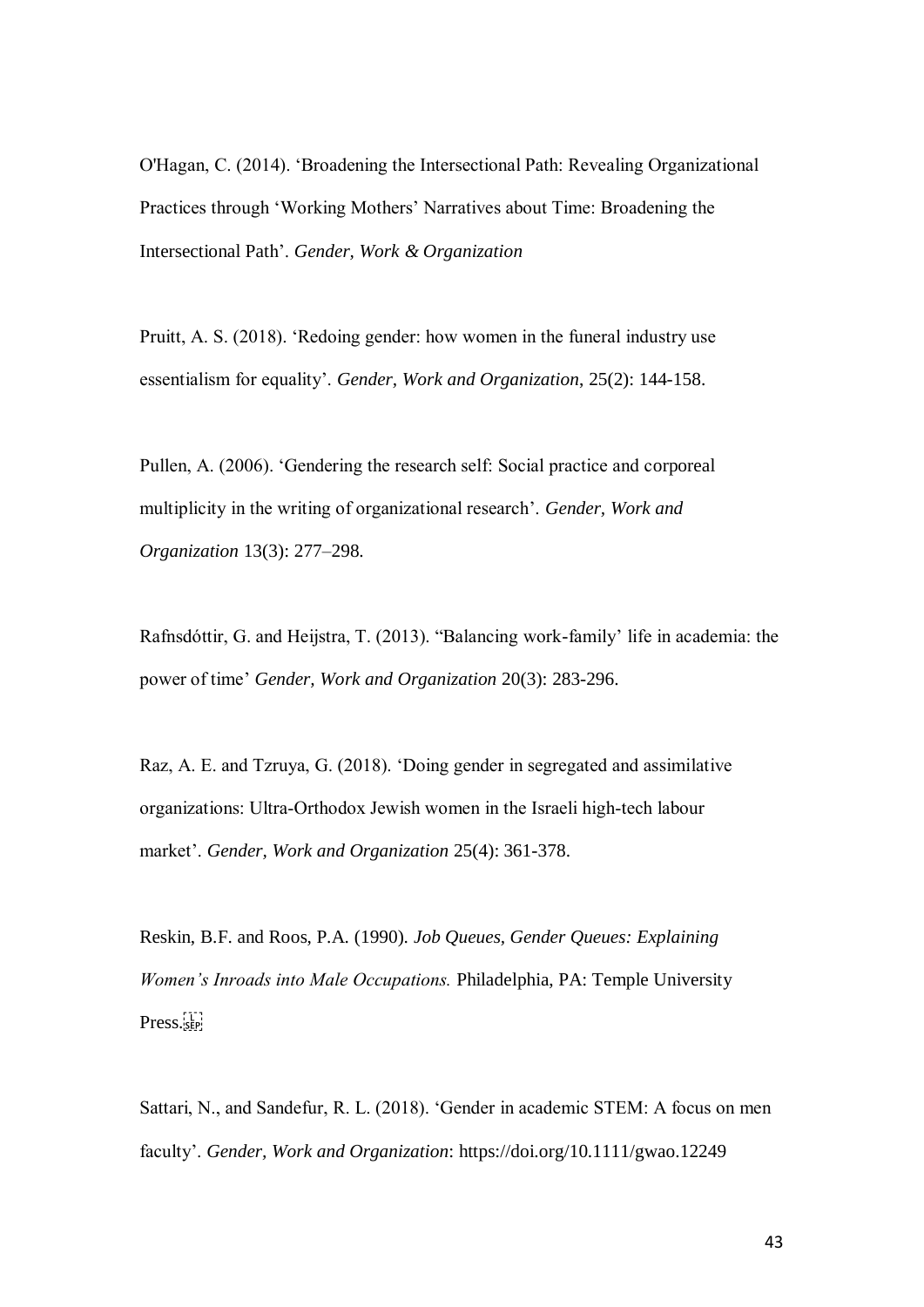O'Hagan, C. (2014). 'Broadening the Intersectional Path: Revealing Organizational Practices through 'Working Mothers' Narratives about Time: Broadening the Intersectional Path'. *Gender, Work & Organization*

Pruitt, A. S. (2018). 'Redoing gender: how women in the funeral industry use essentialism for equality'. *Gender, Work and Organization*, 25(2): 144-158.

Pullen, A. (2006). 'Gendering the research self: Social practice and corporeal multiplicity in the writing of organizational research'. *Gender, Work and Organization* 13(3): 277–298.

Rafnsdóttir, G. and Heijstra, T. (2013). "Balancing work-family' life in academia: the power of time' *Gender, Work and Organization* 20(3): 283-296.

Raz, A. E. and Tzruya, G. (2018). 'Doing gender in segregated and assimilative organizations: Ultra-Orthodox Jewish women in the Israeli high-tech labour market'. *Gender, Work and Organization* 25(4): 361-378.

Reskin, B.F. and Roos, P.A. (1990). *Job Queues, Gender Queues: Explaining Women's Inroads into Male Occupations.* Philadelphia, PA: Temple University Press.

Sattari, N., and Sandefur, R. L. (2018). 'Gender in academic STEM: A focus on men faculty'. *Gender, Work and Organization*: https://doi.org/10.1111/gwao.12249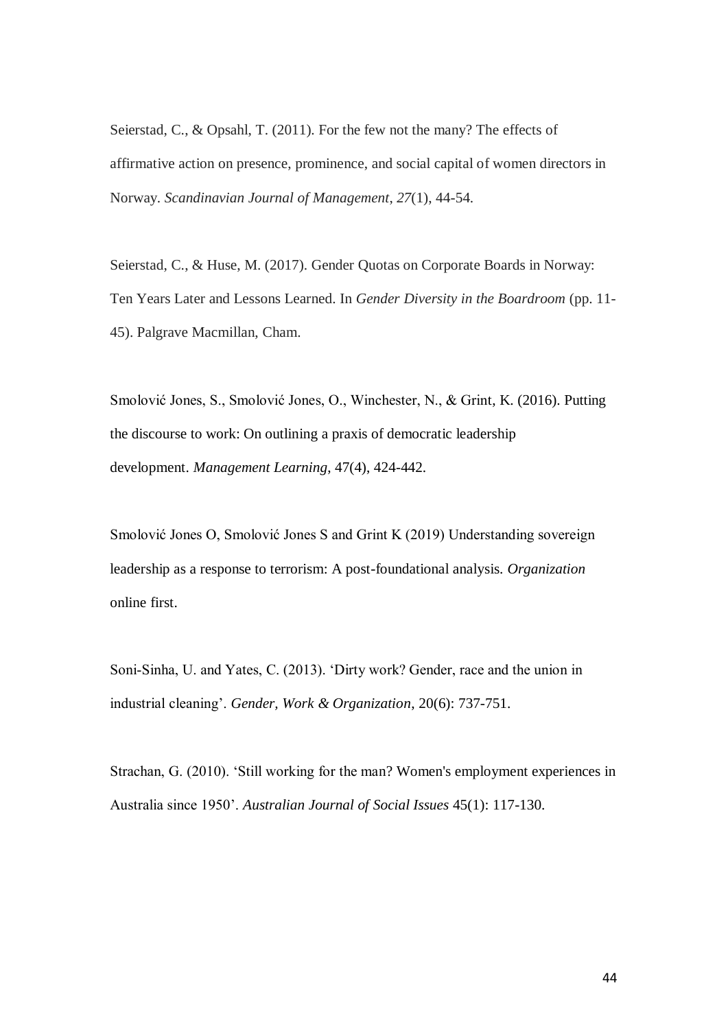Seierstad, C., & Opsahl, T. (2011). For the few not the many? The effects of affirmative action on presence, prominence, and social capital of women directors in Norway. *Scandinavian Journal of Management*, *27*(1), 44-54.

Seierstad, C., & Huse, M. (2017). Gender Quotas on Corporate Boards in Norway: Ten Years Later and Lessons Learned. In *Gender Diversity in the Boardroom* (pp. 11-45). Palgrave Macmillan, Cham.

Smolović Jones, S., Smolović Jones, O., Winchester, N., & Grint, K. (2016). Putting the discourse to work: On outlining a praxis of democratic leadership development. *Management Learning*, 47(4), 424-442.

Smolović Jones O, Smolović Jones S and Grint K (2019) Understanding sovereign leadership as a response to terrorism: A post-foundational analysis. *Organization* online first.

Soni-Sinha, U. and Yates, C. (2013). 'Dirty work? Gender, race and the union in industrial cleaning'. *Gender, Work & Organization*, 20(6): 737-751.

Strachan, G. (2010). 'Still working for the man? Women's employment experiences in Australia since 1950'. *Australian Journal of Social Issues* 45(1): 117-130.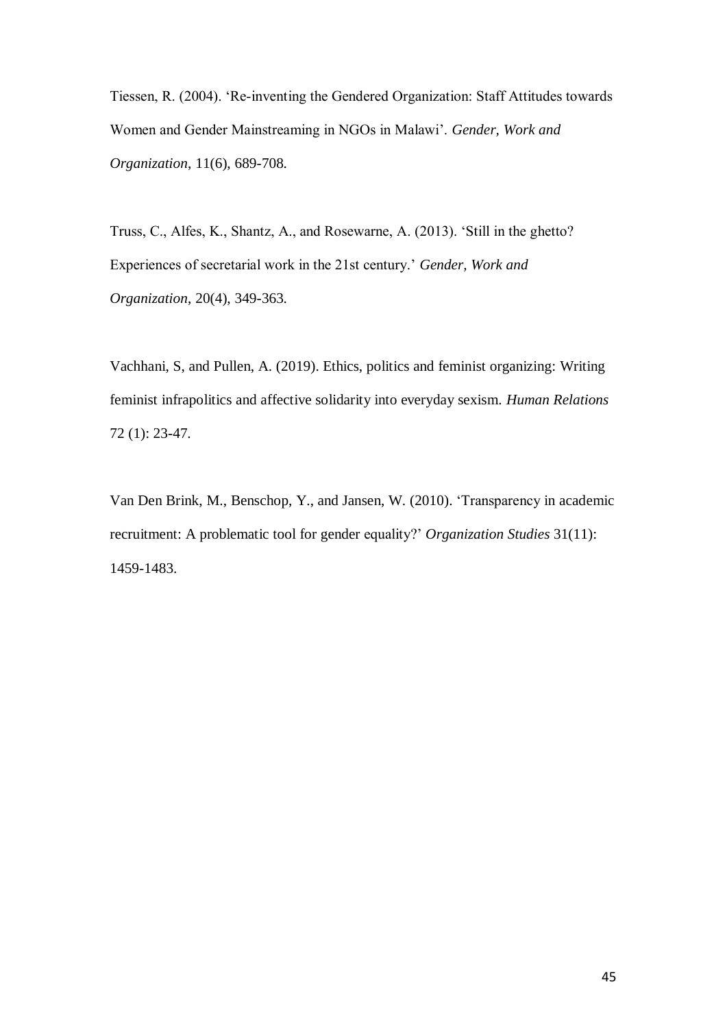Tiessen, R. (2004). 'Re-inventing the Gendered Organization: Staff Attitudes towards Women and Gender Mainstreaming in NGOs in Malawi'. *Gender, Work and Organization*, 11(6), 689-708.

Truss, C., Alfes, K., Shantz, A., and Rosewarne, A. (2013). 'Still in the ghetto? Experiences of secretarial work in the 21st century.' *Gender, Work and Organization*, 20(4), 349-363.

Vachhani, S, and Pullen, A. (2019). Ethics, politics and feminist organizing: Writing feminist infrapolitics and affective solidarity into everyday sexism. *Human Relations* 72 (1): 23-47.

Van Den Brink, M., Benschop, Y., and Jansen, W. (2010). 'Transparency in academic recruitment: A problematic tool for gender equality?' *Organization Studies* 31(11): 1459-1483.